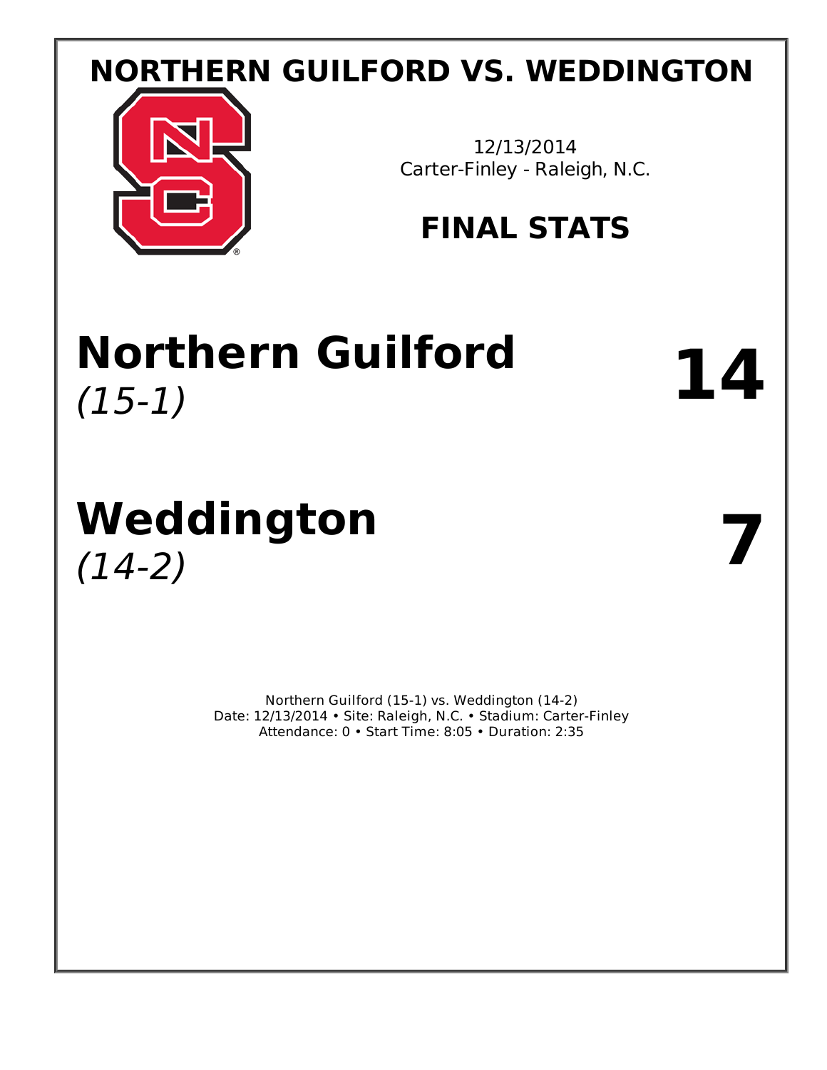# NORTHERN GUILFORD VS. WEDDINGTON

12/13/2014
Carter-Finley - Raleigh, N.C.

## FINAL STATS

# Northern Guilford 14
*(15-1)*

# Weddington 7
*(14-2)*

Northern Guilford (15-1) vs. Weddington (14-2)
Date: 12/13/2014 • Site: Raleigh, N.C. • Stadium: Carter-Finley
Attendance: 0 • Start Time: 8:05 • Duration: 2:35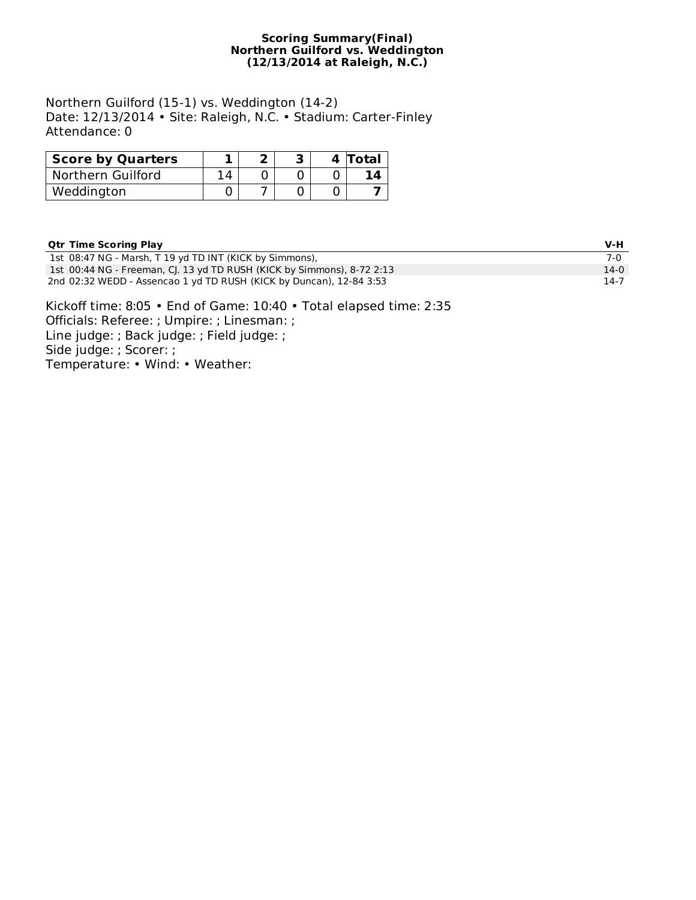# Scoring Summary(Final)
## Northern Guilford vs. Weddington
## (12/13/2014 at Raleigh, N.C.)

Northern Guilford (15-1) vs. Weddington (14-2)
Date: 12/13/2014 • Site: Raleigh, N.C. • Stadium: Carter-Finley
Attendance: 0

| Score by Quarters | 1 | 2 | 3 | 4 | Total |
|---|---|---|---|---|---|
| Northern Guilford | 14 | 0 | 0 | 0 | **14** |
| Weddington | 0 | 7 | 0 | 0 | **7** |

| Qtr | Time | Scoring Play | V-H |
|---|---|---|---|
| 1st | 08:47 | NG - Marsh, T 19 yd TD INT (KICK by Simmons), | 7-0 |
| 1st | 00:44 | NG - Freeman, CJ. 13 yd TD RUSH (KICK by Simmons), 8-72 2:13 | 14-0 |
| 2nd | 02:32 | WEDD - Assencao 1 yd TD RUSH (KICK by Duncan), 12-84 3:53 | 14-7 |

Kickoff time: 8:05 • End of Game: 10:40 • Total elapsed time: 2:35
Officials: Referee: ; Umpire: ; Linesman: ;
Line judge: ; Back judge: ; Field judge: ;
Side judge: ; Scorer: ;
Temperature: • Wind: • Weather: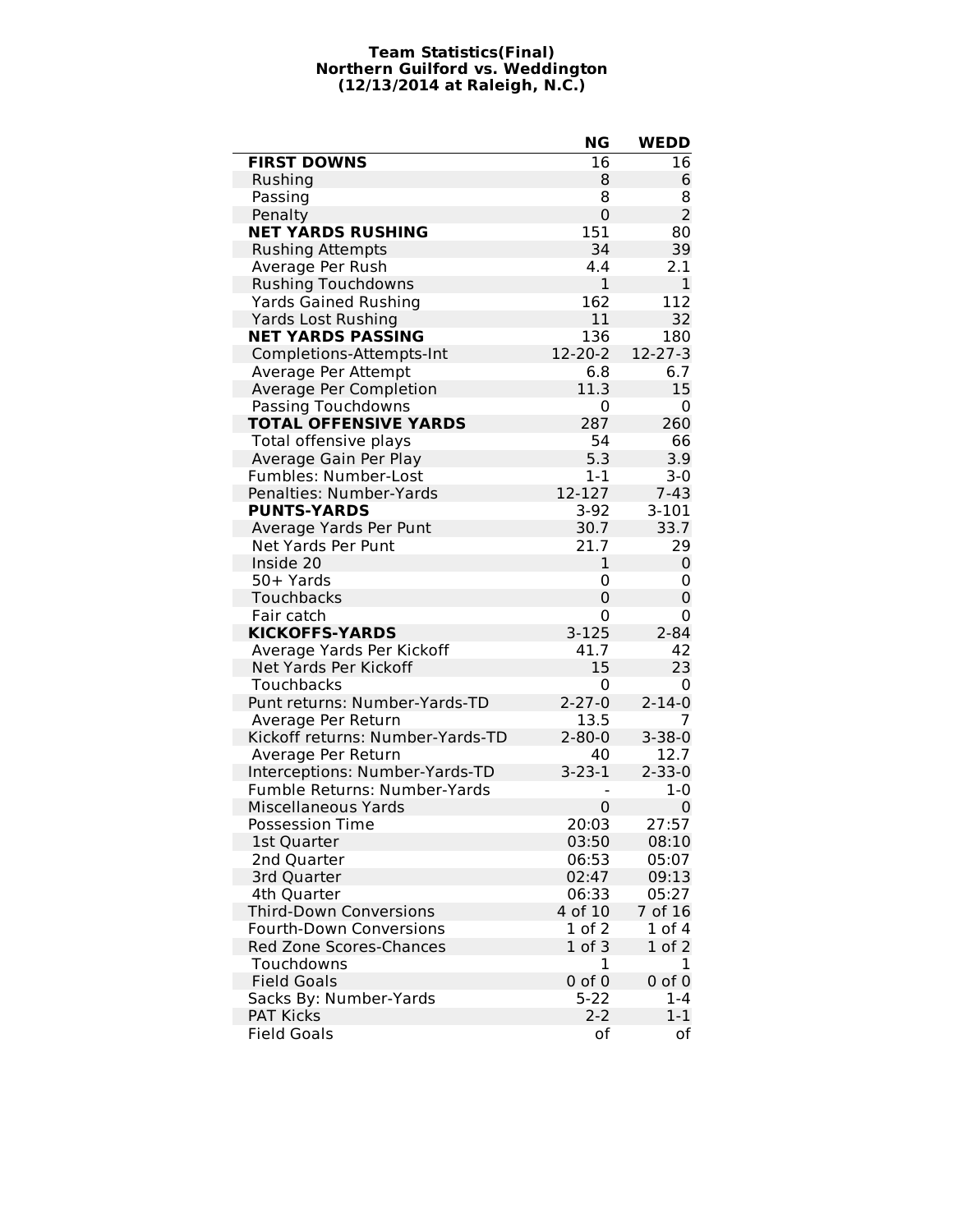**Team Statistics(Final)**
**Northern Guilford vs. Weddington**
**(12/13/2014 at Raleigh, N.C.)**

| | NG | WEDD |
|---|---|---|
| **FIRST DOWNS** | 16 | 16 |
| Rushing | 8 | 6 |
| Passing | 8 | 8 |
| Penalty | 0 | 2 |
| **NET YARDS RUSHING** | 151 | 80 |
| Rushing Attempts | 34 | 39 |
| Average Per Rush | 4.4 | 2.1 |
| Rushing Touchdowns | 1 | 1 |
| Yards Gained Rushing | 162 | 112 |
| Yards Lost Rushing | 11 | 32 |
| **NET YARDS PASSING** | 136 | 180 |
| Completions-Attempts-Int | 12-20-2 | 12-27-3 |
| Average Per Attempt | 6.8 | 6.7 |
| Average Per Completion | 11.3 | 15 |
| Passing Touchdowns | 0 | 0 |
| **TOTAL OFFENSIVE YARDS** | 287 | 260 |
| Total offensive plays | 54 | 66 |
| Average Gain Per Play | 5.3 | 3.9 |
| Fumbles: Number-Lost | 1-1 | 3-0 |
| Penalties: Number-Yards | 12-127 | 7-43 |
| **PUNTS-YARDS** | 3-92 | 3-101 |
| Average Yards Per Punt | 30.7 | 33.7 |
| Net Yards Per Punt | 21.7 | 29 |
| Inside 20 | 1 | 0 |
| 50+ Yards | 0 | 0 |
| Touchbacks | 0 | 0 |
| Fair catch | 0 | 0 |
| **KICKOFFS-YARDS** | 3-125 | 2-84 |
| Average Yards Per Kickoff | 41.7 | 42 |
| Net Yards Per Kickoff | 15 | 23 |
| Touchbacks | 0 | 0 |
| Punt returns: Number-Yards-TD | 2-27-0 | 2-14-0 |
| Average Per Return | 13.5 | 7 |
| Kickoff returns: Number-Yards-TD | 2-80-0 | 3-38-0 |
| Average Per Return | 40 | 12.7 |
| Interceptions: Number-Yards-TD | 3-23-1 | 2-33-0 |
| Fumble Returns: Number-Yards | - | 1-0 |
| Miscellaneous Yards | 0 | 0 |
| Possession Time | 20:03 | 27:57 |
| 1st Quarter | 03:50 | 08:10 |
| 2nd Quarter | 06:53 | 05:07 |
| 3rd Quarter | 02:47 | 09:13 |
| 4th Quarter | 06:33 | 05:27 |
| Third-Down Conversions | 4 of 10 | 7 of 16 |
| Fourth-Down Conversions | 1 of 2 | 1 of 4 |
| Red Zone Scores-Chances | 1 of 3 | 1 of 2 |
| Touchdowns | 1 | 1 |
| Field Goals | 0 of 0 | 0 of 0 |
| Sacks By: Number-Yards | 5-22 | 1-4 |
| PAT Kicks | 2-2 | 1-1 |
| Field Goals | of | of |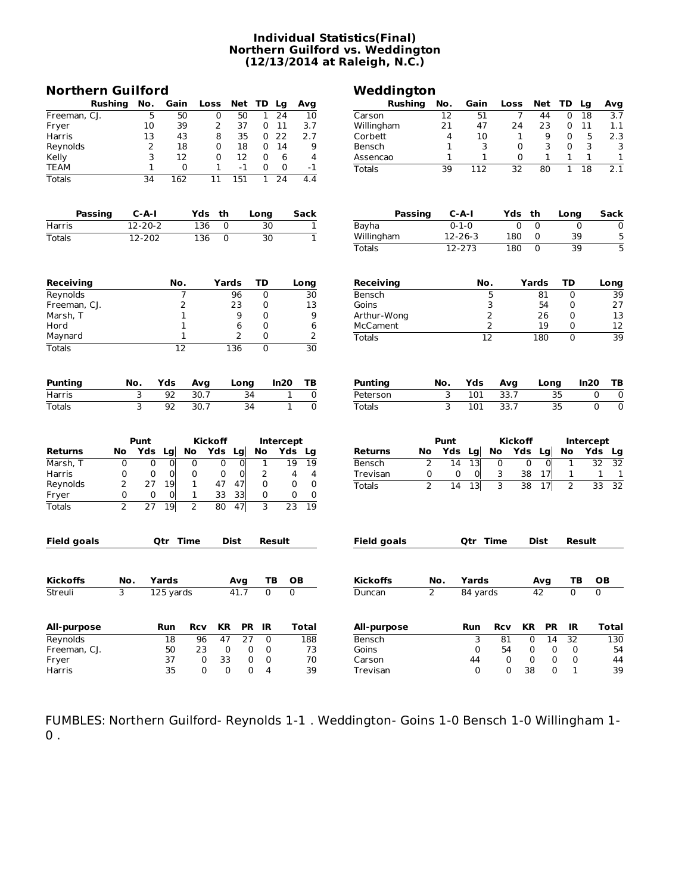# Individual Statistics(Final)
## Northern Guilford vs. Weddington
### (12/13/2014 at Raleigh, N.C.)

## Northern Guilford

| Rushing | No. | Gain | Loss | Net | TD | Lg | Avg |
|---|---|---|---|---|---|---|---|
| Freeman, CJ. | 5 | 50 | 0 | 50 | 1 | 24 | 10 |
| Fryer | 10 | 39 | 2 | 37 | 0 | 11 | 3.7 |
| Harris | 13 | 43 | 8 | 35 | 0 | 22 | 2.7 |
| Reynolds | 2 | 18 | 0 | 18 | 0 | 14 | 9 |
| Kelly | 3 | 12 | 0 | 12 | 0 | 6 | 4 |
| TEAM | 1 | 0 | 1 | -1 | 0 | 0 | -1 |
| Totals | 34 | 162 | 11 | 151 | 1 | 24 | 4.4 |

| Passing | C-A-I | Yds | th | Long | Sack |
|---|---|---|---|---|---|
| Harris | 12-20-2 | 136 | 0 | 30 | 1 |
| Totals | 12-202 | 136 | 0 | 30 | 1 |

| Receiving | No. | Yards | TD | Long |
|---|---|---|---|---|
| Reynolds | 7 | 96 | 0 | 30 |
| Freeman, CJ. | 2 | 23 | 0 | 13 |
| Marsh, T | 1 | 9 | 0 | 9 |
| Hord | 1 | 6 | 0 | 6 |
| Maynard | 1 | 2 | 0 | 2 |
| Totals | 12 | 136 | 0 | 30 |

| Punting | No. | Yds | Avg | Long | In20 | TB |
|---|---|---|---|---|---|---|
| Harris | 3 | 92 | 30.7 | 34 | 1 | 0 |
| Totals | 3 | 92 | 30.7 | 34 | 1 | 0 |

| | Punt | | | Kickoff | | | Intercept | | |
|---|---|---|---|---|---|---|---|---|---|
| Returns | No | Yds | Lg | No | Yds | Lg | No | Yds | Lg |
| Marsh, T | 0 | 0 | 0 | 0 | 0 | 0 | 1 | 19 | 19 |
| Harris | 0 | 0 | 0 | 0 | 0 | 0 | 2 | 4 | 4 |
| Reynolds | 2 | 27 | 19 | 1 | 47 | 47 | 0 | 0 | 0 |
| Fryer | 0 | 0 | 0 | 1 | 33 | 33 | 0 | 0 | 0 |
| Totals | 2 | 27 | 19 | 2 | 80 | 47 | 3 | 23 | 19 |

| Field goals | Qtr | Time | Dist | Result |
|---|---|---|---|---|

| Kickoffs | No. | Yards | Avg | TB | OB |
|---|---|---|---|---|---|
| Streuli | 3 | 125 yards | 41.7 | 0 | 0 |

| All-purpose | Run | Rcv | KR | PR | IR | Total |
|---|---|---|---|---|---|---|
| Reynolds | 18 | 96 | 47 | 27 | 0 | 188 |
| Freeman, CJ. | 50 | 23 | 0 | 0 | 0 | 73 |
| Fryer | 37 | 0 | 33 | 0 | 0 | 70 |
| Harris | 35 | 0 | 0 | 0 | 4 | 39 |

## Weddington

| Rushing | No. | Gain | Loss | Net | TD | Lg | Avg |
|---|---|---|---|---|---|---|---|
| Carson | 12 | 51 | 7 | 44 | 0 | 18 | 3.7 |
| Willingham | 21 | 47 | 24 | 23 | 0 | 11 | 1.1 |
| Corbett | 4 | 10 | 1 | 9 | 0 | 5 | 2.3 |
| Bensch | 1 | 3 | 0 | 3 | 0 | 3 | 3 |
| Assencao | 1 | 1 | 0 | 1 | 1 | 1 | 1 |
| Totals | 39 | 112 | 32 | 80 | 1 | 18 | 2.1 |

| Passing | C-A-I | Yds | th | Long | Sack |
|---|---|---|---|---|---|
| Bayha | 0-1-0 | 0 | 0 | 0 | 0 |
| Willingham | 12-26-3 | 180 | 0 | 39 | 5 |
| Totals | 12-273 | 180 | 0 | 39 | 5 |

| Receiving | No. | Yards | TD | Long |
|---|---|---|---|---|
| Bensch | 5 | 81 | 0 | 39 |
| Goins | 3 | 54 | 0 | 27 |
| Arthur-Wong | 2 | 26 | 0 | 13 |
| McCament | 2 | 19 | 0 | 12 |
| Totals | 12 | 180 | 0 | 39 |

| Punting | No. | Yds | Avg | Long | In20 | TB |
|---|---|---|---|---|---|---|
| Peterson | 3 | 101 | 33.7 | 35 | 0 | 0 |
| Totals | 3 | 101 | 33.7 | 35 | 0 | 0 |

| | Punt | | | Kickoff | | | Intercept | | |
|---|---|---|---|---|---|---|---|---|---|
| Returns | No | Yds | Lg | No | Yds | Lg | No | Yds | Lg |
| Bensch | 2 | 14 | 13 | 0 | 0 | 0 | 1 | 32 | 32 |
| Trevisan | 0 | 0 | 0 | 3 | 38 | 17 | 1 | 1 | 1 |
| Totals | 2 | 14 | 13 | 3 | 38 | 17 | 2 | 33 | 32 |

| Field goals | Qtr | Time | Dist | Result |
|---|---|---|---|---|

| Kickoffs | No. | Yards | Avg | TB | OB |
|---|---|---|---|---|---|
| Duncan | 2 | 84 yards | 42 | 0 | 0 |

| All-purpose | Run | Rcv | KR | PR | IR | Total |
|---|---|---|---|---|---|---|
| Bensch | 3 | 81 | 0 | 14 | 32 | 130 |
| Goins | 0 | 54 | 0 | 0 | 0 | 54 |
| Carson | 44 | 0 | 0 | 0 | 0 | 44 |
| Trevisan | 0 | 0 | 38 | 0 | 1 | 39 |

FUMBLES: Northern Guilford- Reynolds 1-1 . Weddington- Goins 1-0 Bensch 1-0 Willingham 1-0 .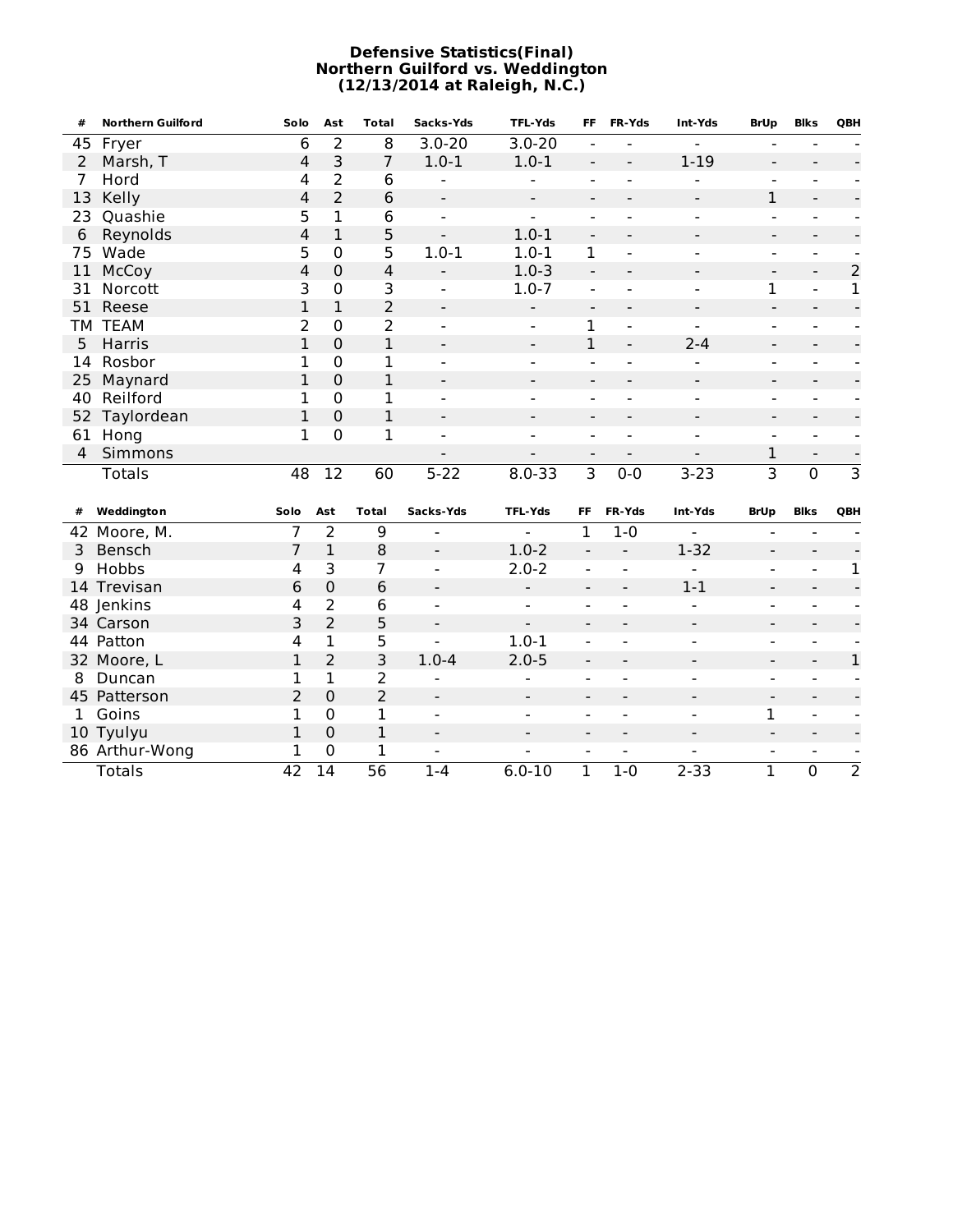# Defensive Statistics(Final)
## Northern Guilford vs. Weddington
### (12/13/2014 at Raleigh, N.C.)

| # | Northern Guilford | Solo | Ast | Total | Sacks-Yds | TFL-Yds | FF | FR-Yds | Int-Yds | BrUp | Blks | QBH |
|---|---|---|---|---|---|---|---|---|---|---|---|---|
| 45 | Fryer | 6 | 2 | 8 | 3.0-20 | 3.0-20 | - | - | - | - | - | - |
| 2 | Marsh, T | 4 | 3 | 7 | 1.0-1 | 1.0-1 | - | - | 1-19 | - | - | - |
| 7 | Hord | 4 | 2 | 6 | - | - | - | - | - | - | - | - |
| 13 | Kelly | 4 | 2 | 6 | - | - | - | - | - | 1 | - | - |
| 23 | Quashie | 5 | 1 | 6 | - | - | - | - | - | - | - | - |
| 6 | Reynolds | 4 | 1 | 5 | - | 1.0-1 | - | - | - | - | - | - |
| 75 | Wade | 5 | 0 | 5 | 1.0-1 | 1.0-1 | 1 | - | - | - | - | - |
| 11 | McCoy | 4 | 0 | 4 | - | 1.0-3 | - | - | - | - | - | 2 |
| 31 | Norcott | 3 | 0 | 3 | - | 1.0-7 | - | - | - | 1 | - | 1 |
| 51 | Reese | 1 | 1 | 2 | - | - | - | - | - | - | - | - |
| TM | TEAM | 2 | 0 | 2 | - | - | 1 | - | - | - | - | - |
| 5 | Harris | 1 | 0 | 1 | - | - | 1 | - | 2-4 | - | - | - |
| 14 | Rosbor | 1 | 0 | 1 | - | - | - | - | - | - | - | - |
| 25 | Maynard | 1 | 0 | 1 | - | - | - | - | - | - | - | - |
| 40 | Reilford | 1 | 0 | 1 | - | - | - | - | - | - | - | - |
| 52 | Taylordean | 1 | 0 | 1 | - | - | - | - | - | - | - | - |
| 61 | Hong | 1 | 0 | 1 | - | - | - | - | - | - | - | - |
| 4 | Simmons | | | | - | - | - | - | - | 1 | - | - |
| | Totals | 48 | 12 | 60 | 5-22 | 8.0-33 | 3 | 0-0 | 3-23 | 3 | 0 | 3 |

| # | Weddington | Solo | Ast | Total | Sacks-Yds | TFL-Yds | FF | FR-Yds | Int-Yds | BrUp | Blks | QBH |
|---|---|---|---|---|---|---|---|---|---|---|---|---|
| 42 | Moore, M. | 7 | 2 | 9 | - | - | 1 | 1-0 | - | - | - | - |
| 3 | Bensch | 7 | 1 | 8 | - | 1.0-2 | - | - | 1-32 | - | - | - |
| 9 | Hobbs | 4 | 3 | 7 | - | 2.0-2 | - | - | - | - | - | 1 |
| 14 | Trevisan | 6 | 0 | 6 | - | - | - | - | 1-1 | - | - | - |
| 48 | Jenkins | 4 | 2 | 6 | - | - | - | - | - | - | - | - |
| 34 | Carson | 3 | 2 | 5 | - | - | - | - | - | - | - | - |
| 44 | Patton | 4 | 1 | 5 | - | 1.0-1 | - | - | - | - | - | - |
| 32 | Moore, L | 1 | 2 | 3 | 1.0-4 | 2.0-5 | - | - | - | - | - | 1 |
| 8 | Duncan | 1 | 1 | 2 | - | - | - | - | - | - | - | - |
| 45 | Patterson | 2 | 0 | 2 | - | - | - | - | - | - | - | - |
| 1 | Goins | 1 | 0 | 1 | - | - | - | - | - | 1 | - | - |
| 10 | Tyulyu | 1 | 0 | 1 | - | - | - | - | - | - | - | - |
| 86 | Arthur-Wong | 1 | 0 | 1 | - | - | - | - | - | - | - | - |
| | Totals | 42 | 14 | 56 | 1-4 | 6.0-10 | 1 | 1-0 | 2-33 | 1 | 0 | 2 |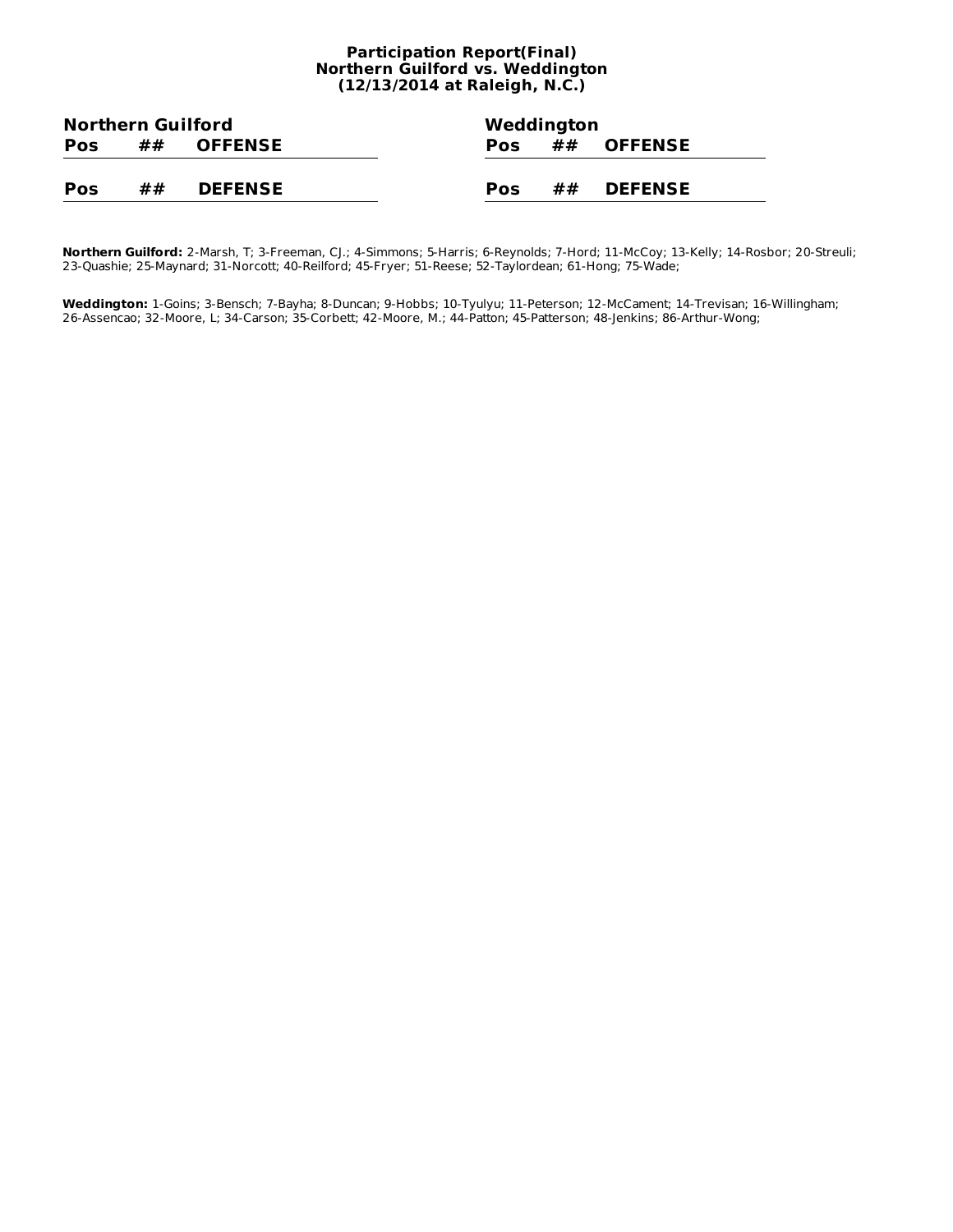# Participation Report(Final)
## Northern Guilford vs. Weddington
## (12/13/2014 at Raleigh, N.C.)

### Northern Guilford

| Pos | ## | OFFENSE |
|---|---|---|

| Pos | ## | DEFENSE |
|---|---|---|

### Weddington

| Pos | ## | OFFENSE |
|---|---|---|

| Pos | ## | DEFENSE |
|---|---|---|

**Northern Guilford:** 2-Marsh, T; 3-Freeman, CJ.; 4-Simmons; 5-Harris; 6-Reynolds; 7-Hord; 11-McCoy; 13-Kelly; 14-Rosbor; 20-Streuli; 23-Quashie; 25-Maynard; 31-Norcott; 40-Reilford; 45-Fryer; 51-Reese; 52-Taylordean; 61-Hong; 75-Wade;

**Weddington:** 1-Goins; 3-Bensch; 7-Bayha; 8-Duncan; 9-Hobbs; 10-Tyulyu; 11-Peterson; 12-McCament; 14-Trevisan; 16-Willingham; 26-Assencao; 32-Moore, L; 34-Carson; 35-Corbett; 42-Moore, M.; 44-Patton; 45-Patterson; 48-Jenkins; 86-Arthur-Wong;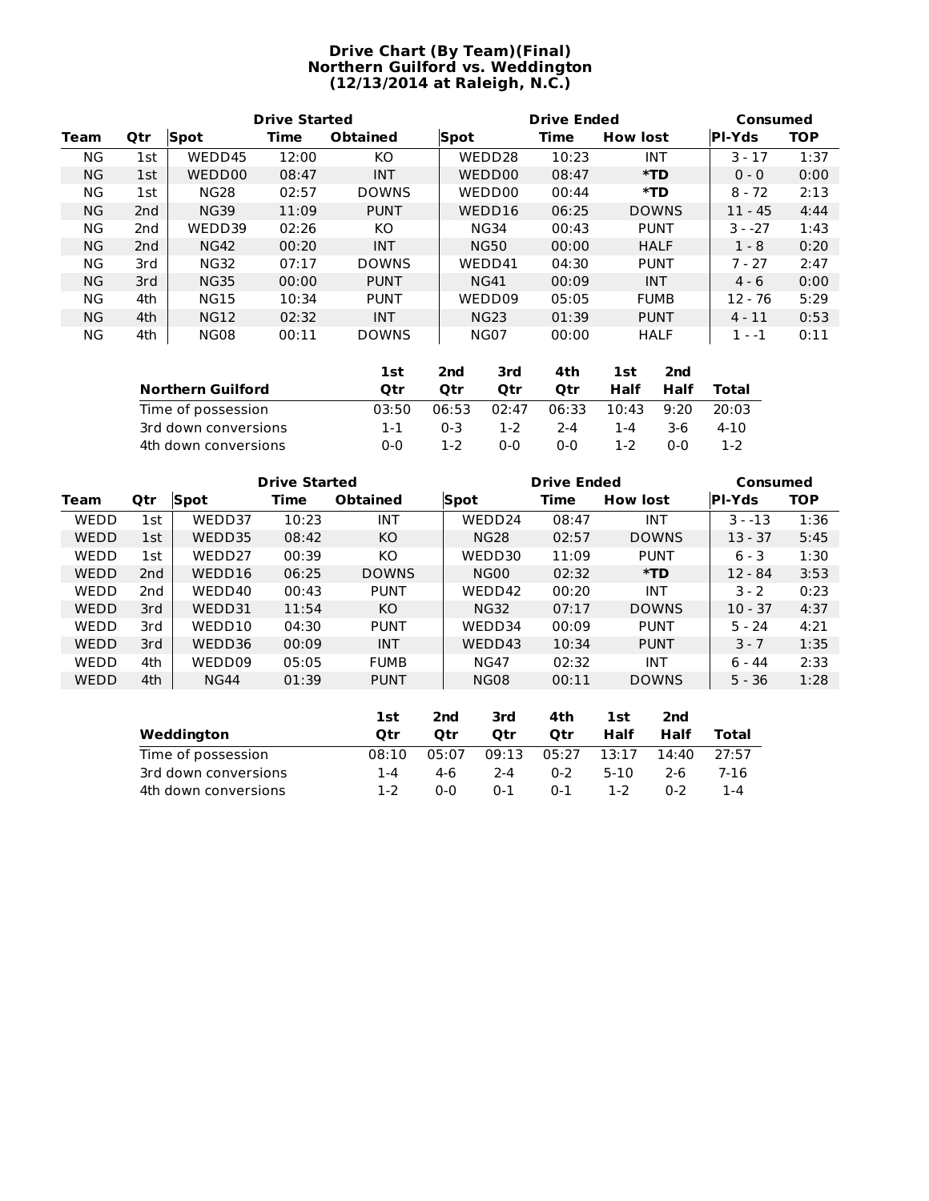# Drive Chart (By Team)(Final)
# Northern Guilford vs. Weddington
# (12/13/2014 at Raleigh, N.C.)

| | | Drive Started | | | Drive Ended | | | Consumed | |
|---|---|---|---|---|---|---|---|---|---|
| **Team** | **Qtr** | **Spot** | **Time** | **Obtained** | **Spot** | **Time** | **How lost** | **Pl-Yds** | **TOP** |
| NG | 1st | WEDD45 | 12:00 | KO | WEDD28 | 10:23 | INT | 3 - 17 | 1:37 |
| NG | 1st | WEDD00 | 08:47 | INT | WEDD00 | 08:47 | ***TD** | 0 - 0 | 0:00 |
| NG | 1st | NG28 | 02:57 | DOWNS | WEDD00 | 00:44 | ***TD** | 8 - 72 | 2:13 |
| NG | 2nd | NG39 | 11:09 | PUNT | WEDD16 | 06:25 | DOWNS | 11 - 45 | 4:44 |
| NG | 2nd | WEDD39 | 02:26 | KO | NG34 | 00:43 | PUNT | 3 - -27 | 1:43 |
| NG | 2nd | NG42 | 00:20 | INT | NG50 | 00:00 | HALF | 1 - 8 | 0:20 |
| NG | 3rd | NG32 | 07:17 | DOWNS | WEDD41 | 04:30 | PUNT | 7 - 27 | 2:47 |
| NG | 3rd | NG35 | 00:00 | PUNT | NG41 | 00:09 | INT | 4 - 6 | 0:00 |
| NG | 4th | NG15 | 10:34 | PUNT | WEDD09 | 05:05 | FUMB | 12 - 76 | 5:29 |
| NG | 4th | NG12 | 02:32 | INT | NG23 | 01:39 | PUNT | 4 - 11 | 0:53 |
| NG | 4th | NG08 | 00:11 | DOWNS | NG07 | 00:00 | HALF | 1 - -1 | 0:11 |

| Northern Guilford | 1st Qtr | 2nd Qtr | 3rd Qtr | 4th Qtr | 1st Half | 2nd Half | Total |
|---|---|---|---|---|---|---|---|
| Time of possession | 03:50 | 06:53 | 02:47 | 06:33 | 10:43 | 9:20 | 20:03 |
| 3rd down conversions | 1-1 | 0-3 | 1-2 | 2-4 | 1-4 | 3-6 | 4-10 |
| 4th down conversions | 0-0 | 1-2 | 0-0 | 0-0 | 1-2 | 0-0 | 1-2 |

| | | Drive Started | | | Drive Ended | | | Consumed | |
|---|---|---|---|---|---|---|---|---|---|
| **Team** | **Qtr** | **Spot** | **Time** | **Obtained** | **Spot** | **Time** | **How lost** | **Pl-Yds** | **TOP** |
| WEDD | 1st | WEDD37 | 10:23 | INT | WEDD24 | 08:47 | INT | 3 - -13 | 1:36 |
| WEDD | 1st | WEDD35 | 08:42 | KO | NG28 | 02:57 | DOWNS | 13 - 37 | 5:45 |
| WEDD | 1st | WEDD27 | 00:39 | KO | WEDD30 | 11:09 | PUNT | 6 - 3 | 1:30 |
| WEDD | 2nd | WEDD16 | 06:25 | DOWNS | NG00 | 02:32 | ***TD** | 12 - 84 | 3:53 |
| WEDD | 2nd | WEDD40 | 00:43 | PUNT | WEDD42 | 00:20 | INT | 3 - 2 | 0:23 |
| WEDD | 3rd | WEDD31 | 11:54 | KO | NG32 | 07:17 | DOWNS | 10 - 37 | 4:37 |
| WEDD | 3rd | WEDD10 | 04:30 | PUNT | WEDD34 | 00:09 | PUNT | 5 - 24 | 4:21 |
| WEDD | 3rd | WEDD36 | 00:09 | INT | WEDD43 | 10:34 | PUNT | 3 - 7 | 1:35 |
| WEDD | 4th | WEDD09 | 05:05 | FUMB | NG47 | 02:32 | INT | 6 - 44 | 2:33 |
| WEDD | 4th | NG44 | 01:39 | PUNT | NG08 | 00:11 | DOWNS | 5 - 36 | 1:28 |

| Weddington | 1st Qtr | 2nd Qtr | 3rd Qtr | 4th Qtr | 1st Half | 2nd Half | Total |
|---|---|---|---|---|---|---|---|
| Time of possession | 08:10 | 05:07 | 09:13 | 05:27 | 13:17 | 14:40 | 27:57 |
| 3rd down conversions | 1-4 | 4-6 | 2-4 | 0-2 | 5-10 | 2-6 | 7-16 |
| 4th down conversions | 1-2 | 0-0 | 0-1 | 0-1 | 1-2 | 0-2 | 1-4 |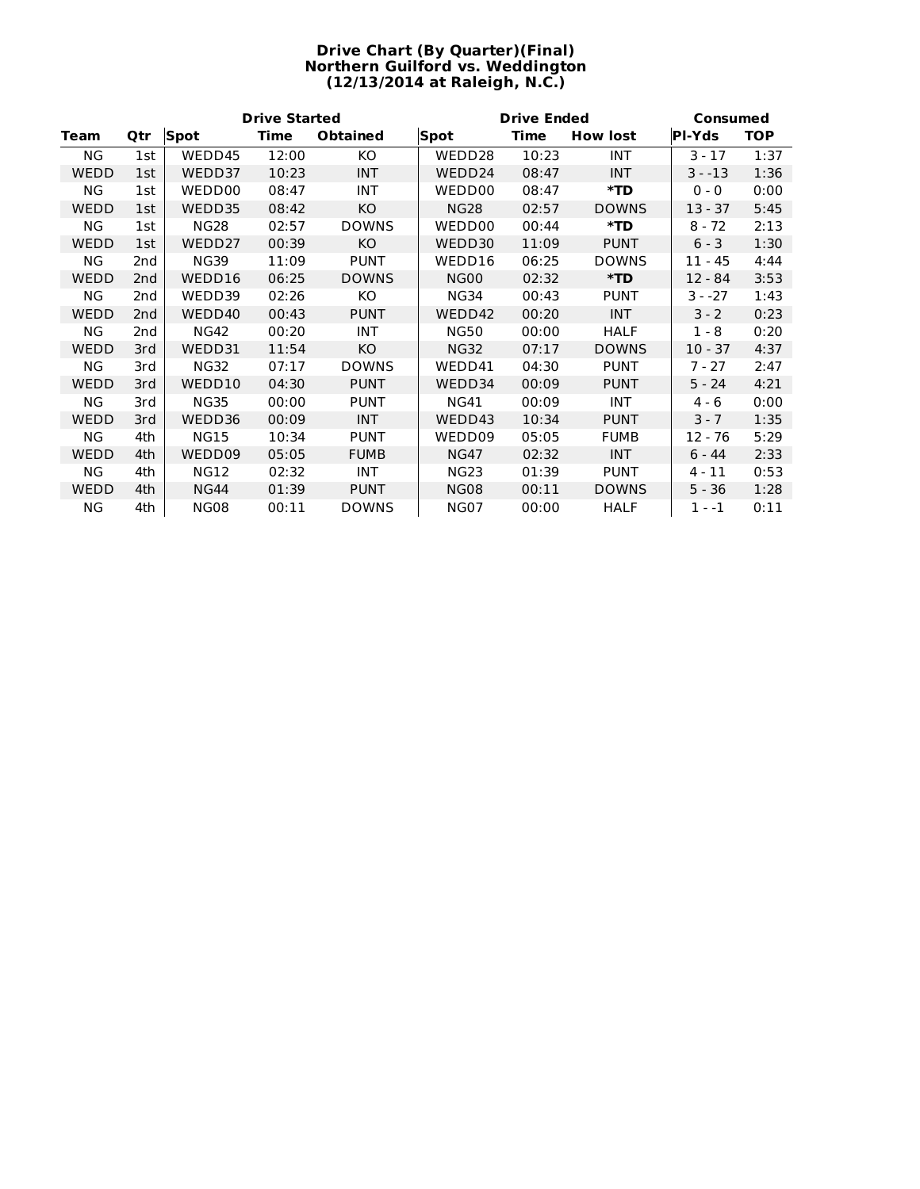# Drive Chart (By Quarter)(Final)
## Northern Guilford vs. Weddington
### (12/13/2014 at Raleigh, N.C.)

| | | Drive Started | | | Drive Ended | | | Consumed | |
|---|---|---|---|---|---|---|---|---|---|
| **Team** | **Qtr** | **Spot** | **Time** | **Obtained** | **Spot** | **Time** | **How lost** | **Pl-Yds** | **TOP** |
| NG | 1st | WEDD45 | 12:00 | KO | WEDD28 | 10:23 | INT | 3 - 17 | 1:37 |
| WEDD | 1st | WEDD37 | 10:23 | INT | WEDD24 | 08:47 | INT | 3 - -13 | 1:36 |
| NG | 1st | WEDD00 | 08:47 | INT | WEDD00 | 08:47 | ***TD** | 0 - 0 | 0:00 |
| WEDD | 1st | WEDD35 | 08:42 | KO | NG28 | 02:57 | DOWNS | 13 - 37 | 5:45 |
| NG | 1st | NG28 | 02:57 | DOWNS | WEDD00 | 00:44 | ***TD** | 8 - 72 | 2:13 |
| WEDD | 1st | WEDD27 | 00:39 | KO | WEDD30 | 11:09 | PUNT | 6 - 3 | 1:30 |
| NG | 2nd | NG39 | 11:09 | PUNT | WEDD16 | 06:25 | DOWNS | 11 - 45 | 4:44 |
| WEDD | 2nd | WEDD16 | 06:25 | DOWNS | NG00 | 02:32 | ***TD** | 12 - 84 | 3:53 |
| NG | 2nd | WEDD39 | 02:26 | KO | NG34 | 00:43 | PUNT | 3 - -27 | 1:43 |
| WEDD | 2nd | WEDD40 | 00:43 | PUNT | WEDD42 | 00:20 | INT | 3 - 2 | 0:23 |
| NG | 2nd | NG42 | 00:20 | INT | NG50 | 00:00 | HALF | 1 - 8 | 0:20 |
| WEDD | 3rd | WEDD31 | 11:54 | KO | NG32 | 07:17 | DOWNS | 10 - 37 | 4:37 |
| NG | 3rd | NG32 | 07:17 | DOWNS | WEDD41 | 04:30 | PUNT | 7 - 27 | 2:47 |
| WEDD | 3rd | WEDD10 | 04:30 | PUNT | WEDD34 | 00:09 | PUNT | 5 - 24 | 4:21 |
| NG | 3rd | NG35 | 00:00 | PUNT | NG41 | 00:09 | INT | 4 - 6 | 0:00 |
| WEDD | 3rd | WEDD36 | 00:09 | INT | WEDD43 | 10:34 | PUNT | 3 - 7 | 1:35 |
| NG | 4th | NG15 | 10:34 | PUNT | WEDD09 | 05:05 | FUMB | 12 - 76 | 5:29 |
| WEDD | 4th | WEDD09 | 05:05 | FUMB | NG47 | 02:32 | INT | 6 - 44 | 2:33 |
| NG | 4th | NG12 | 02:32 | INT | NG23 | 01:39 | PUNT | 4 - 11 | 0:53 |
| WEDD | 4th | NG44 | 01:39 | PUNT | NG08 | 00:11 | DOWNS | 5 - 36 | 1:28 |
| NG | 4th | NG08 | 00:11 | DOWNS | NG07 | 00:00 | HALF | 1 - -1 | 0:11 |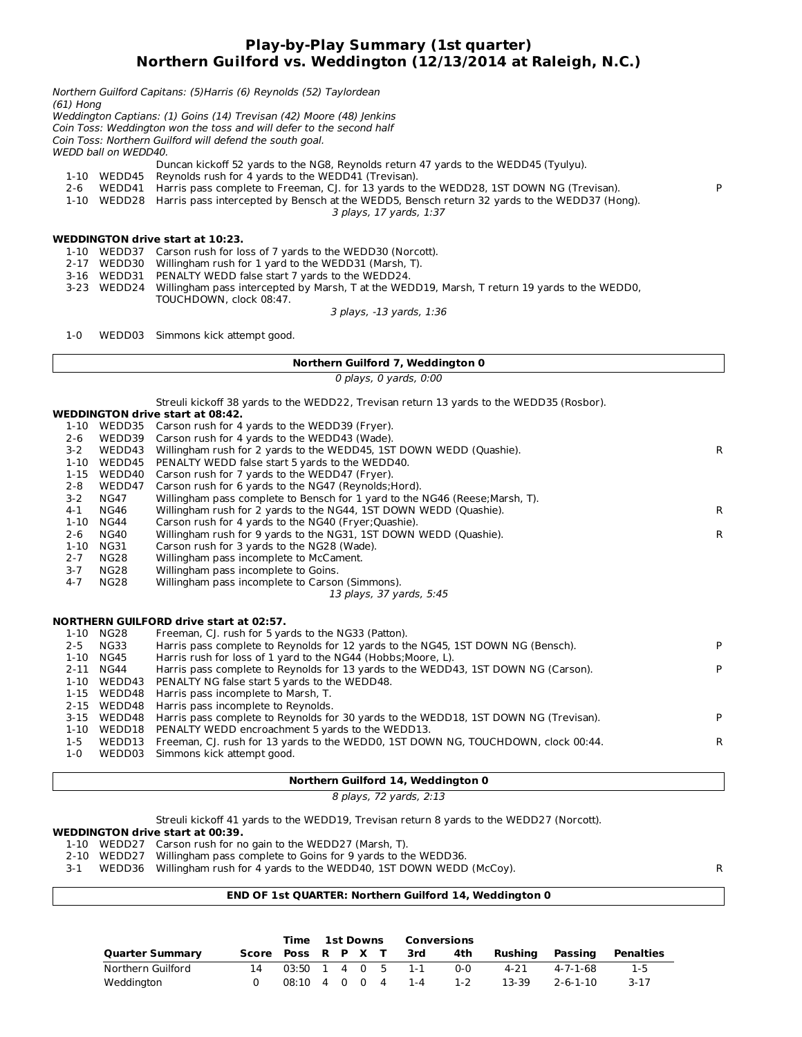# Play-by-Play Summary (1st quarter)
## Northern Guilford vs. Weddington (12/13/2014 at Raleigh, N.C.)

*Northern Guilford Capitans: (5)Harris (6) Reynolds (52) Taylordean (61) Hong*
*Weddington Captians: (1) Goins (14) Trevisan (42) Moore (48) Jenkins*
*Coin Toss: Weddington won the toss and will defer to the second half*
*Coin Toss: Northern Guilford will defend the south goal.*
*WEDD ball on WEDD40.*

| | | | |
|---|---|---|---|
| | | Duncan kickoff 52 yards to the NG8, Reynolds return 47 yards to the WEDD45 (Tyulyu). | |
| 1-10 | WEDD45 | Reynolds rush for 4 yards to the WEDD41 (Trevisan). | |
| 2-6 | WEDD41 | Harris pass complete to Freeman, CJ. for 13 yards to the WEDD28, 1ST DOWN NG (Trevisan). | P |
| 1-10 | WEDD28 | Harris pass intercepted by Bensch at the WEDD5, Bensch return 32 yards to the WEDD37 (Hong). | |
| | | *3 plays, 17 yards, 1:37* | |

**WEDDINGTON drive start at 10:23.**

| | | | |
|---|---|---|---|
| 1-10 | WEDD37 | Carson rush for loss of 7 yards to the WEDD30 (Norcott). | |
| 2-17 | WEDD30 | Willingham rush for 1 yard to the WEDD31 (Marsh, T). | |
| 3-16 | WEDD31 | PENALTY WEDD false start 7 yards to the WEDD24. | |
| 3-23 | WEDD24 | Willingham pass intercepted by Marsh, T at the WEDD19, Marsh, T return 19 yards to the WEDD0, TOUCHDOWN, clock 08:47. | |
| | | *3 plays, -13 yards, 1:36* | |
| 1-0 | WEDD03 | Simmons kick attempt good. | |

**Northern Guilford 7, Weddington 0**
*0 plays, 0 yards, 0:00*

Streuli kickoff 38 yards to the WEDD22, Trevisan return 13 yards to the WEDD35 (Rosbor).

**WEDDINGTON drive start at 08:42.**

| | | | |
|---|---|---|---|
| 1-10 | WEDD35 | Carson rush for 4 yards to the WEDD39 (Fryer). | |
| 2-6 | WEDD39 | Carson rush for 4 yards to the WEDD43 (Wade). | |
| 3-2 | WEDD43 | Willingham rush for 2 yards to the WEDD45, 1ST DOWN WEDD (Quashie). | R |
| 1-10 | WEDD45 | PENALTY WEDD false start 5 yards to the WEDD40. | |
| 1-15 | WEDD40 | Carson rush for 7 yards to the WEDD47 (Fryer). | |
| 2-8 | WEDD47 | Carson rush for 6 yards to the NG47 (Reynolds;Hord). | |
| 3-2 | NG47 | Willingham pass complete to Bensch for 1 yard to the NG46 (Reese;Marsh, T). | |
| 4-1 | NG46 | Willingham rush for 2 yards to the NG44, 1ST DOWN WEDD (Quashie). | R |
| 1-10 | NG44 | Carson rush for 4 yards to the NG40 (Fryer;Quashie). | |
| 2-6 | NG40 | Willingham rush for 9 yards to the NG31, 1ST DOWN WEDD (Quashie). | R |
| 1-10 | NG31 | Carson rush for 3 yards to the NG28 (Wade). | |
| 2-7 | NG28 | Willingham pass incomplete to McCament. | |
| 3-7 | NG28 | Willingham pass incomplete to Goins. | |
| 4-7 | NG28 | Willingham pass incomplete to Carson (Simmons). | |
| | | *13 plays, 37 yards, 5:45* | |

**NORTHERN GUILFORD drive start at 02:57.**

| | | | |
|---|---|---|---|
| 1-10 | NG28 | Freeman, CJ. rush for 5 yards to the NG33 (Patton). | |
| 2-5 | NG33 | Harris pass complete to Reynolds for 12 yards to the NG45, 1ST DOWN NG (Bensch). | P |
| 1-10 | NG45 | Harris rush for loss of 1 yard to the NG44 (Hobbs;Moore, L). | |
| 2-11 | NG44 | Harris pass complete to Reynolds for 13 yards to the WEDD43, 1ST DOWN NG (Carson). | P |
| 1-10 | WEDD43 | PENALTY NG false start 5 yards to the WEDD48. | |
| 1-15 | WEDD48 | Harris pass incomplete to Marsh, T. | |
| 2-15 | WEDD48 | Harris pass incomplete to Reynolds. | |
| 3-15 | WEDD48 | Harris pass complete to Reynolds for 30 yards to the WEDD18, 1ST DOWN NG (Trevisan). | P |
| 1-10 | WEDD18 | PENALTY WEDD encroachment 5 yards to the WEDD13. | |
| 1-5 | WEDD13 | Freeman, CJ. rush for 13 yards to the WEDD0, 1ST DOWN NG, TOUCHDOWN, clock 00:44. | R |
| 1-0 | WEDD03 | Simmons kick attempt good. | |

**Northern Guilford 14, Weddington 0**
*8 plays, 72 yards, 2:13*

Streuli kickoff 41 yards to the WEDD19, Trevisan return 8 yards to the WEDD27 (Norcott).

**WEDDINGTON drive start at 00:39.**

| | | | |
|---|---|---|---|
| 1-10 | WEDD27 | Carson rush for no gain to the WEDD27 (Marsh, T). | |
| 2-10 | WEDD27 | Willingham pass complete to Goins for 9 yards to the WEDD36. | |
| 3-1 | WEDD36 | Willingham rush for 4 yards to the WEDD40, 1ST DOWN WEDD (McCoy). | R |

**END OF 1st QUARTER: Northern Guilford 14, Weddington 0**

| | | Time | 1st Downs | | | | Conversions | | | | |
|---|---|---|---|---|---|---|---|---|---|---|---|
| **Quarter Summary** | **Score** | **Poss** | **R** | **P** | **X** | **T** | **3rd** | **4th** | **Rushing** | **Passing** | **Penalties** |
| Northern Guilford | 14 | 03:50 | 1 | 4 | 0 | 5 | 1-1 | 0-0 | 4-21 | 4-7-1-68 | 1-5 |
| Weddington | 0 | 08:10 | 4 | 0 | 0 | 4 | 1-4 | 1-2 | 13-39 | 2-6-1-10 | 3-17 |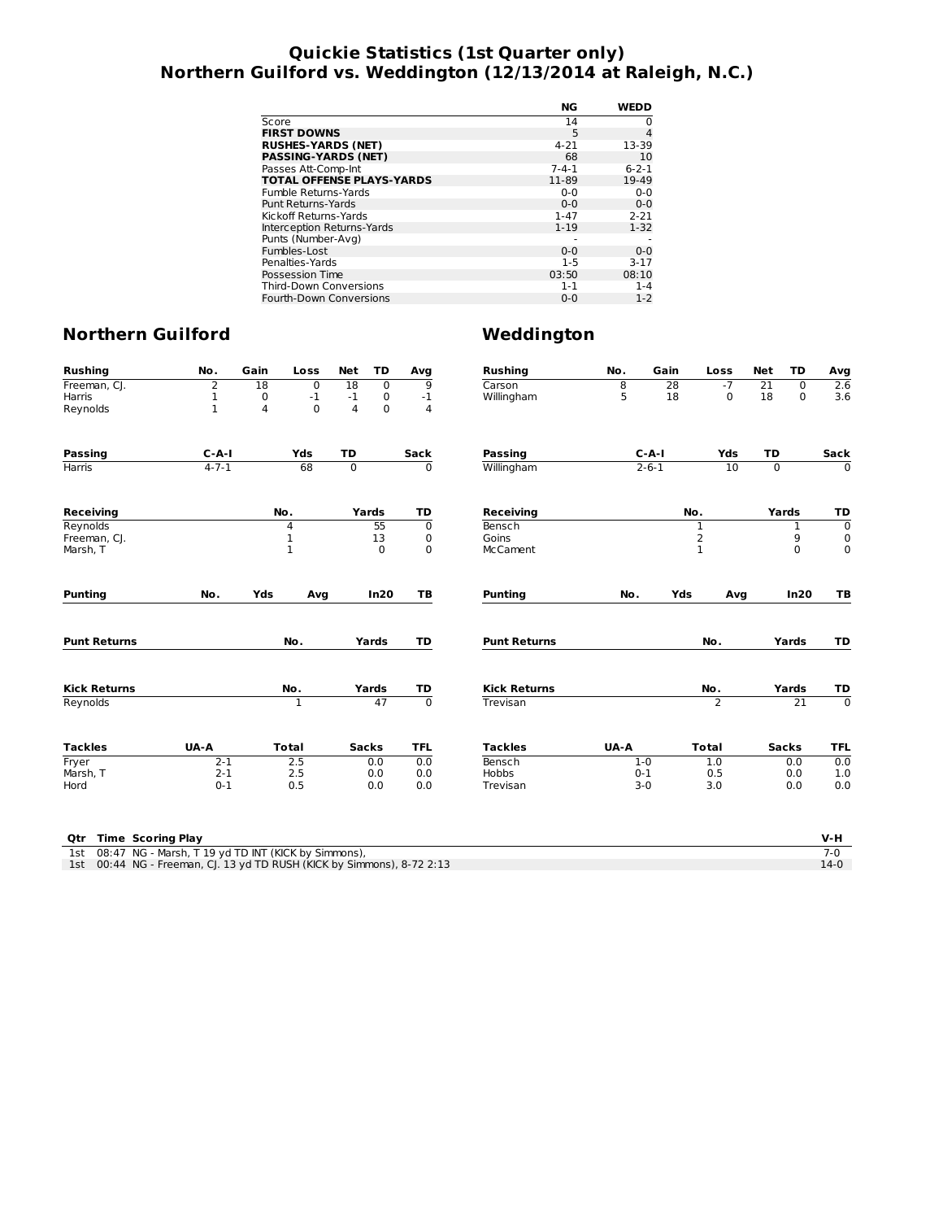# Quickie Statistics (1st Quarter only)
# Northern Guilford vs. Weddington (12/13/2014 at Raleigh, N.C.)

| | NG | WEDD |
|---|---|---|
| Score | 14 | 0 |
| **FIRST DOWNS** | 5 | 4 |
| **RUSHES-YARDS (NET)** | 4-21 | 13-39 |
| **PASSING-YARDS (NET)** | 68 | 10 |
| Passes Att-Comp-Int | 7-4-1 | 6-2-1 |
| **TOTAL OFFENSE PLAYS-YARDS** | 11-89 | 19-49 |
| Fumble Returns-Yards | 0-0 | 0-0 |
| Punt Returns-Yards | 0-0 | 0-0 |
| Kickoff Returns-Yards | 1-47 | 2-21 |
| Interception Returns-Yards | 1-19 | 1-32 |
| Punts (Number-Avg) | - | - |
| Fumbles-Lost | 0-0 | 0-0 |
| Penalties-Yards | 1-5 | 3-17 |
| Possession Time | 03:50 | 08:10 |
| Third-Down Conversions | 1-1 | 1-4 |
| Fourth-Down Conversions | 0-0 | 1-2 |

## Northern Guilford

| Rushing | No. | Gain | Loss | Net | TD | Avg |
|---|---|---|---|---|---|---|
| Freeman, CJ. | 2 | 18 | 0 | 18 | 0 | 9 |
| Harris | 1 | 0 | -1 | -1 | 0 | -1 |
| Reynolds | 1 | 4 | 0 | 4 | 0 | 4 |

| Passing | C-A-I | Yds | TD | Sack |
|---|---|---|---|---|
| Harris | 4-7-1 | 68 | 0 | 0 |

| Receiving | No. | Yards | TD |
|---|---|---|---|
| Reynolds | 4 | 55 | 0 |
| Freeman, CJ. | 1 | 13 | 0 |
| Marsh, T | 1 | 0 | 0 |

| Punting | No. | Yds | Avg | In20 | TB |
|---|---|---|---|---|---|

| Punt Returns | No. | Yards | TD |
|---|---|---|---|

| Kick Returns | No. | Yards | TD |
|---|---|---|---|
| Reynolds | 1 | 47 | 0 |

| Tackles | UA-A | Total | Sacks | TFL |
|---|---|---|---|---|
| Fryer | 2-1 | 2.5 | 0.0 | 0.0 |
| Marsh, T | 2-1 | 2.5 | 0.0 | 0.0 |
| Hord | 0-1 | 0.5 | 0.0 | 0.0 |

## Weddington

| Rushing | No. | Gain | Loss | Net | TD | Avg |
|---|---|---|---|---|---|---|
| Carson | 8 | 28 | -7 | 21 | 0 | 2.6 |
| Willingham | 5 | 18 | 0 | 18 | 0 | 3.6 |

| Passing | C-A-I | Yds | TD | Sack |
|---|---|---|---|---|
| Willingham | 2-6-1 | 10 | 0 | 0 |

| Receiving | No. | Yards | TD |
|---|---|---|---|
| Bensch | 1 | 1 | 0 |
| Goins | 2 | 9 | 0 |
| McCament | 1 | 0 | 0 |

| Punting | No. | Yds | Avg | In20 | TB |
|---|---|---|---|---|---|

| Punt Returns | No. | Yards | TD |
|---|---|---|---|

| Kick Returns | No. | Yards | TD |
|---|---|---|---|
| Trevisan | 2 | 21 | 0 |

| Tackles | UA-A | Total | Sacks | TFL |
|---|---|---|---|---|
| Bensch | 1-0 | 1.0 | 0.0 | 0.0 |
| Hobbs | 0-1 | 0.5 | 0.0 | 1.0 |
| Trevisan | 3-0 | 3.0 | 0.0 | 0.0 |

| Qtr | Time | Scoring Play | V-H |
|---|---|---|---|
| 1st | 08:47 | NG - Marsh, T 19 yd TD INT (KICK by Simmons), | 7-0 |
| 1st | 00:44 | NG - Freeman, CJ. 13 yd TD RUSH (KICK by Simmons), 8-72 2:13 | 14-0 |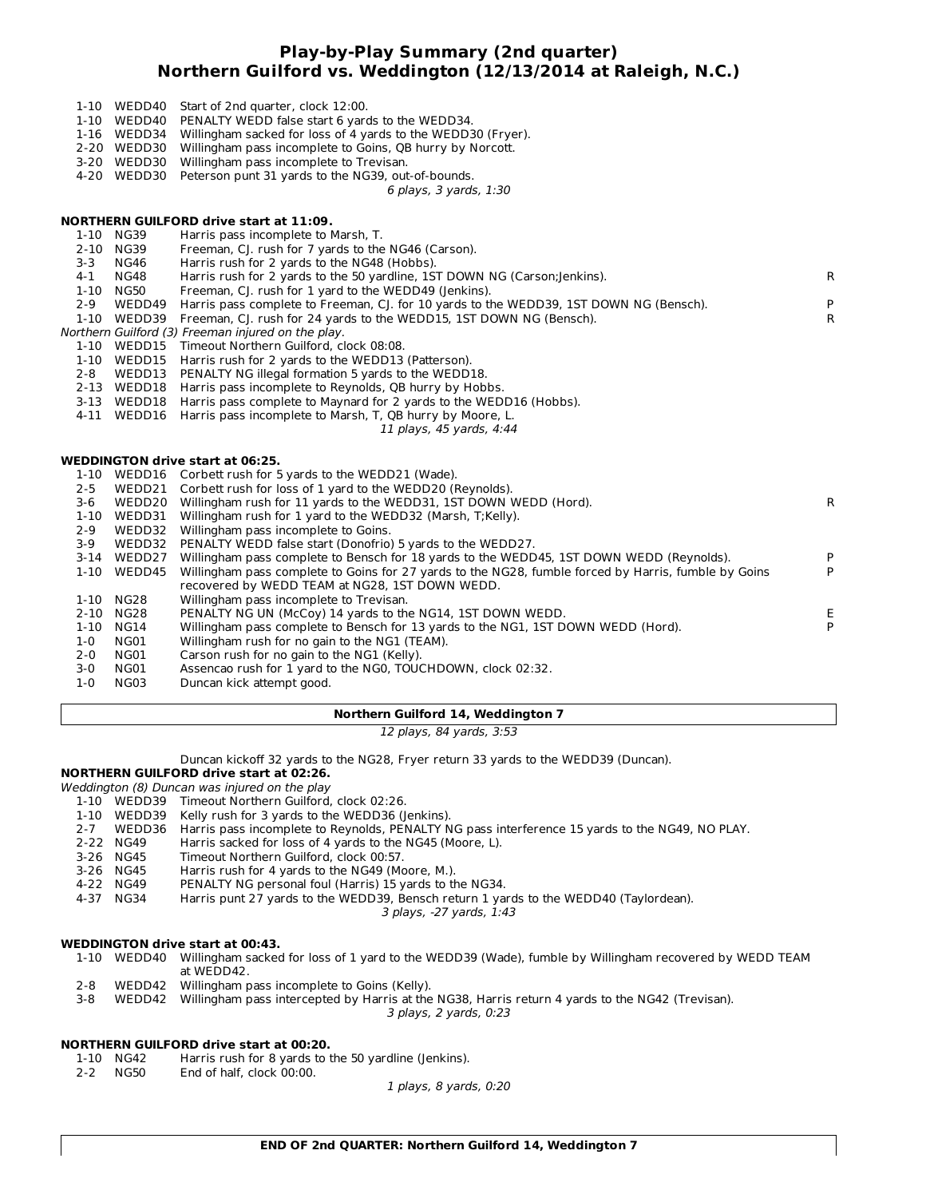# Play-by-Play Summary (2nd quarter)
## Northern Guilford vs. Weddington (12/13/2014 at Raleigh, N.C.)

| Down | Spot | Play | |
|---|---|---|---|
| 1-10 | WEDD40 | Start of 2nd quarter, clock 12:00. | |
| 1-10 | WEDD40 | PENALTY WEDD false start 6 yards to the WEDD34. | |
| 1-16 | WEDD34 | Willingham sacked for loss of 4 yards to the WEDD30 (Fryer). | |
| 2-20 | WEDD30 | Willingham pass incomplete to Goins, QB hurry by Norcott. | |
| 3-20 | WEDD30 | Willingham pass incomplete to Trevisan. | |
| 4-20 | WEDD30 | Peterson punt 31 yards to the NG39, out-of-bounds. | |

*6 plays, 3 yards, 1:30*

**NORTHERN GUILFORD drive start at 11:09.**

| Down | Spot | Play | |
|---|---|---|---|
| 1-10 | NG39 | Harris pass incomplete to Marsh, T. | |
| 2-10 | NG39 | Freeman, CJ. rush for 7 yards to the NG46 (Carson). | |
| 3-3 | NG46 | Harris rush for 2 yards to the NG48 (Hobbs). | |
| 4-1 | NG48 | Harris rush for 2 yards to the 50 yardline, 1ST DOWN NG (Carson;Jenkins). | R |
| 1-10 | NG50 | Freeman, CJ. rush for 1 yard to the WEDD49 (Jenkins). | |
| 2-9 | WEDD49 | Harris pass complete to Freeman, CJ. for 10 yards to the WEDD39, 1ST DOWN NG (Bensch). | P |
| 1-10 | WEDD39 | Freeman, CJ. rush for 24 yards to the WEDD15, 1ST DOWN NG (Bensch). | R |

*Northern Guilford (3) Freeman injured on the play.*

| Down | Spot | Play | |
|---|---|---|---|
| 1-10 | WEDD15 | Timeout Northern Guilford, clock 08:08. | |
| 1-10 | WEDD15 | Harris rush for 2 yards to the WEDD13 (Patterson). | |
| 2-8 | WEDD13 | PENALTY NG illegal formation 5 yards to the WEDD18. | |
| 2-13 | WEDD18 | Harris pass incomplete to Reynolds, QB hurry by Hobbs. | |
| 3-13 | WEDD18 | Harris pass complete to Maynard for 2 yards to the WEDD16 (Hobbs). | |
| 4-11 | WEDD16 | Harris pass incomplete to Marsh, T, QB hurry by Moore, L. | |

*11 plays, 45 yards, 4:44*

**WEDDINGTON drive start at 06:25.**

| Down | Spot | Play | |
|---|---|---|---|
| 1-10 | WEDD16 | Corbett rush for 5 yards to the WEDD21 (Wade). | |
| 2-5 | WEDD21 | Corbett rush for loss of 1 yard to the WEDD20 (Reynolds). | |
| 3-6 | WEDD20 | Willingham rush for 11 yards to the WEDD31, 1ST DOWN WEDD (Hord). | R |
| 1-10 | WEDD31 | Willingham rush for 1 yard to the WEDD32 (Marsh, T;Kelly). | |
| 2-9 | WEDD32 | Willingham pass incomplete to Goins. | |
| 3-9 | WEDD32 | PENALTY WEDD false start (Donofrio) 5 yards to the WEDD27. | |
| 3-14 | WEDD27 | Willingham pass complete to Bensch for 18 yards to the WEDD45, 1ST DOWN WEDD (Reynolds). | P |
| 1-10 | WEDD45 | Willingham pass complete to Goins for 27 yards to the NG28, fumble forced by Harris, fumble by Goins recovered by WEDD TEAM at NG28, 1ST DOWN WEDD. | P |
| 1-10 | NG28 | Willingham pass incomplete to Trevisan. | |
| 2-10 | NG28 | PENALTY NG UN (McCoy) 14 yards to the NG14, 1ST DOWN WEDD. | E |
| 1-10 | NG14 | Willingham pass complete to Bensch for 13 yards to the NG1, 1ST DOWN WEDD (Hord). | P |
| 1-0 | NG01 | Willingham rush for no gain to the NG1 (TEAM). | |
| 2-0 | NG01 | Carson rush for no gain to the NG1 (Kelly). | |
| 3-0 | NG01 | Assencao rush for 1 yard to the NG0, TOUCHDOWN, clock 02:32. | |
| 1-0 | NG03 | Duncan kick attempt good. | |

**Northern Guilford 14, Weddington 7**

*12 plays, 84 yards, 3:53*

Duncan kickoff 32 yards to the NG28, Fryer return 33 yards to the WEDD39 (Duncan).

**NORTHERN GUILFORD drive start at 02:26.**

*Weddington (8) Duncan was injured on the play*

| Down | Spot | Play | |
|---|---|---|---|
| 1-10 | WEDD39 | Timeout Northern Guilford, clock 02:26. | |
| 1-10 | WEDD39 | Kelly rush for 3 yards to the WEDD36 (Jenkins). | |
| 2-7 | WEDD36 | Harris pass incomplete to Reynolds, PENALTY NG pass interference 15 yards to the NG49, NO PLAY. | |
| 2-22 | NG49 | Harris sacked for loss of 4 yards to the NG45 (Moore, L). | |
| 3-26 | NG45 | Timeout Northern Guilford, clock 00:57. | |
| 3-26 | NG45 | Harris rush for 4 yards to the NG49 (Moore, M.). | |
| 4-22 | NG49 | PENALTY NG personal foul (Harris) 15 yards to the NG34. | |
| 4-37 | NG34 | Harris punt 27 yards to the WEDD39, Bensch return 1 yards to the WEDD40 (Taylordean). | |

*3 plays, -27 yards, 1:43*

**WEDDINGTON drive start at 00:43.**

| Down | Spot | Play | |
|---|---|---|---|
| 1-10 | WEDD40 | Willingham sacked for loss of 1 yard to the WEDD39 (Wade), fumble by Willingham recovered by WEDD TEAM at WEDD42. | |
| 2-8 | WEDD42 | Willingham pass incomplete to Goins (Kelly). | |
| 3-8 | WEDD42 | Willingham pass intercepted by Harris at the NG38, Harris return 4 yards to the NG42 (Trevisan). | |

*3 plays, 2 yards, 0:23*

**NORTHERN GUILFORD drive start at 00:20.**

| Down | Spot | Play | |
|---|---|---|---|
| 1-10 | NG42 | Harris rush for 8 yards to the 50 yardline (Jenkins). | |
| 2-2 | NG50 | End of half, clock 00:00. | |

*1 plays, 8 yards, 0:20*

**END OF 2nd QUARTER: Northern Guilford 14, Weddington 7**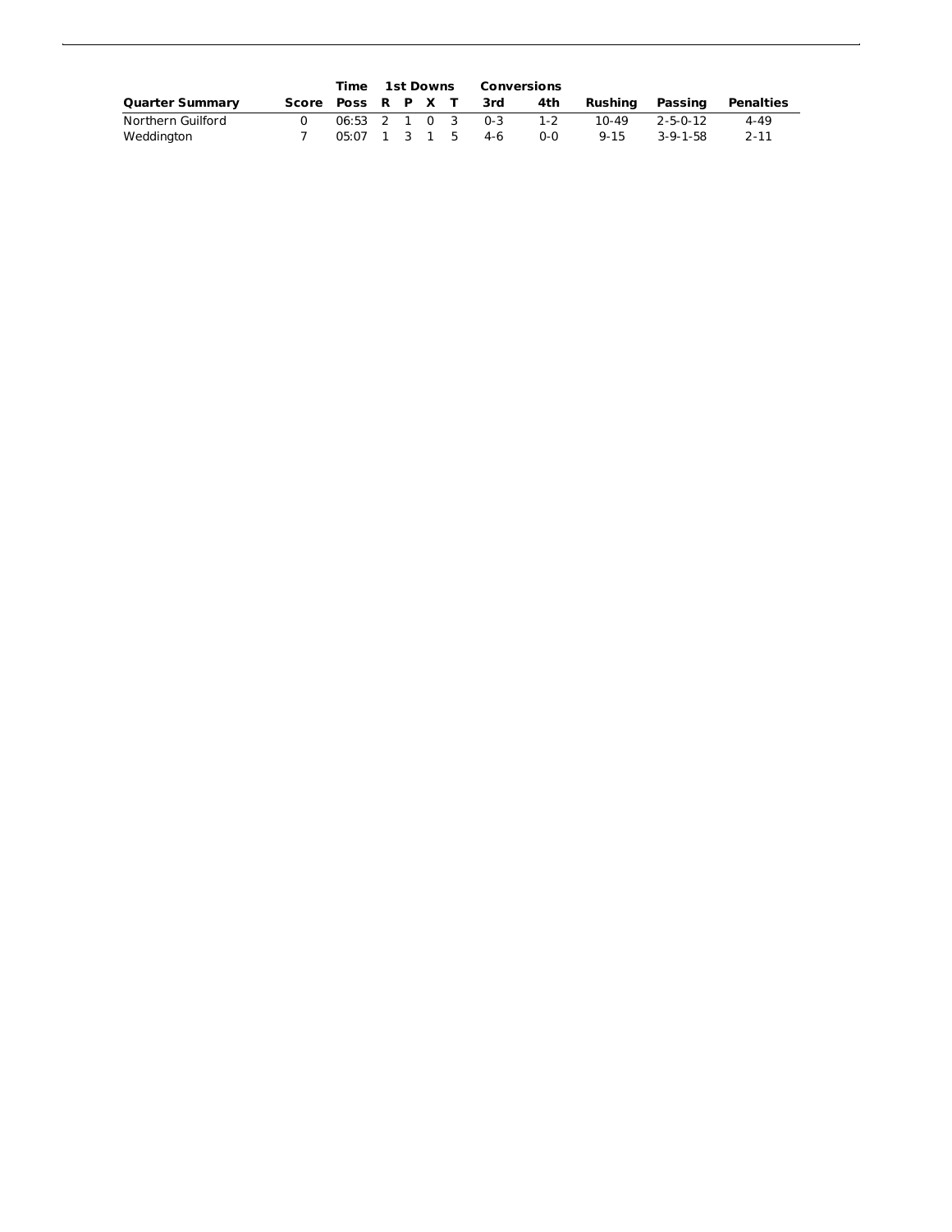| Quarter Summary | Score | Time Poss | 1st Downs R | P | X | T | Conversions 3rd | 4th | Rushing | Passing | Penalties |
|---|---|---|---|---|---|---|---|---|---|---|---|
| Northern Guilford | 0 | 06:53 | 2 | 1 | 0 | 3 | 0-3 | 1-2 | 10-49 | 2-5-0-12 | 4-49 |
| Weddington | 7 | 05:07 | 1 | 3 | 1 | 5 | 4-6 | 0-0 | 9-15 | 3-9-1-58 | 2-11 |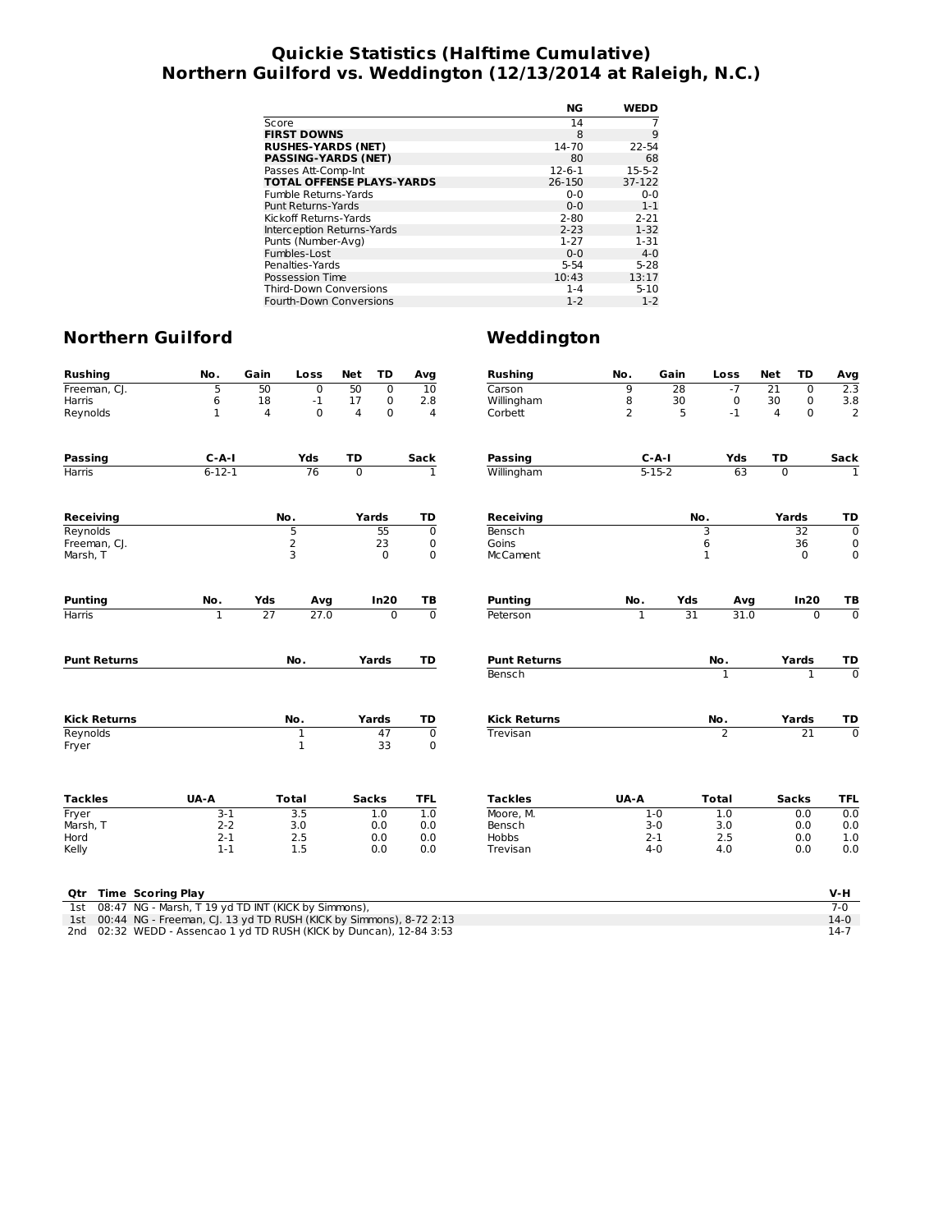# Quickie Statistics (Halftime Cumulative)
## Northern Guilford vs. Weddington (12/13/2014 at Raleigh, N.C.)

| | NG | WEDD |
|---|---|---|
| Score | 14 | 7 |
| **FIRST DOWNS** | 8 | 9 |
| **RUSHES-YARDS (NET)** | 14-70 | 22-54 |
| **PASSING-YARDS (NET)** | 80 | 68 |
| Passes Att-Comp-Int | 12-6-1 | 15-5-2 |
| **TOTAL OFFENSE PLAYS-YARDS** | 26-150 | 37-122 |
| Fumble Returns-Yards | 0-0 | 0-0 |
| Punt Returns-Yards | 0-0 | 1-1 |
| Kickoff Returns-Yards | 2-80 | 2-21 |
| Interception Returns-Yards | 2-23 | 1-32 |
| Punts (Number-Avg) | 1-27 | 1-31 |
| Fumbles-Lost | 0-0 | 4-0 |
| Penalties-Yards | 5-54 | 5-28 |
| Possession Time | 10:43 | 13:17 |
| Third-Down Conversions | 1-4 | 5-10 |
| Fourth-Down Conversions | 1-2 | 1-2 |

## Northern Guilford

| Rushing | No. | Gain | Loss | Net | TD | Avg |
|---|---|---|---|---|---|---|
| Freeman, CJ. | 5 | 50 | 0 | 50 | 0 | 10 |
| Harris | 6 | 18 | -1 | 17 | 0 | 2.8 |
| Reynolds | 1 | 4 | 0 | 4 | 0 | 4 |

| Passing | C-A-I | Yds | TD | Sack |
|---|---|---|---|---|
| Harris | 6-12-1 | 76 | 0 | 1 |

| Receiving | No. | Yards | TD |
|---|---|---|---|
| Reynolds | 5 | 55 | 0 |
| Freeman, CJ. | 2 | 23 | 0 |
| Marsh, T | 3 | 0 | 0 |

| Punting | No. | Yds | Avg | In20 | TB |
|---|---|---|---|---|---|
| Harris | 1 | 27 | 27.0 | 0 | 0 |

| Punt Returns | No. | Yards | TD |
|---|---|---|---|

| Kick Returns | No. | Yards | TD |
|---|---|---|---|
| Reynolds | 1 | 47 | 0 |
| Fryer | 1 | 33 | 0 |

| Tackles | UA-A | Total | Sacks | TFL |
|---|---|---|---|---|
| Fryer | 3-1 | 3.5 | 1.0 | 1.0 |
| Marsh, T | 2-2 | 3.0 | 0.0 | 0.0 |
| Hord | 2-1 | 2.5 | 0.0 | 0.0 |
| Kelly | 1-1 | 1.5 | 0.0 | 0.0 |

## Weddington

| Rushing | No. | Gain | Loss | Net | TD | Avg |
|---|---|---|---|---|---|---|
| Carson | 9 | 28 | -7 | 21 | 0 | 2.3 |
| Willingham | 8 | 30 | 0 | 30 | 0 | 3.8 |
| Corbett | 2 | 5 | -1 | 4 | 0 | 2 |

| Passing | C-A-I | Yds | TD | Sack |
|---|---|---|---|---|
| Willingham | 5-15-2 | 63 | 0 | 1 |

| Receiving | No. | Yards | TD |
|---|---|---|---|
| Bensch | 3 | 32 | 0 |
| Goins | 6 | 36 | 0 |
| McCament | 1 | 0 | 0 |

| Punting | No. | Yds | Avg | In20 | TB |
|---|---|---|---|---|---|
| Peterson | 1 | 31 | 31.0 | 0 | 0 |

| Punt Returns | No. | Yards | TD |
|---|---|---|---|
| Bensch | 1 | 1 | 0 |

| Kick Returns | No. | Yards | TD |
|---|---|---|---|
| Trevisan | 2 | 21 | 0 |

| Tackles | UA-A | Total | Sacks | TFL |
|---|---|---|---|---|
| Moore, M. | 1-0 | 1.0 | 0.0 | 0.0 |
| Bensch | 3-0 | 3.0 | 0.0 | 0.0 |
| Hobbs | 2-1 | 2.5 | 0.0 | 1.0 |
| Trevisan | 4-0 | 4.0 | 0.0 | 0.0 |

| Qtr | Time | Scoring Play | V-H |
|---|---|---|---|
| 1st | 08:47 | NG - Marsh, T 19 yd TD INT (KICK by Simmons), | 7-0 |
| 1st | 00:44 | NG - Freeman, CJ. 13 yd TD RUSH (KICK by Simmons), 8-72 2:13 | 14-0 |
| 2nd | 02:32 | WEDD - Assencao 1 yd TD RUSH (KICK by Duncan), 12-84 3:53 | 14-7 |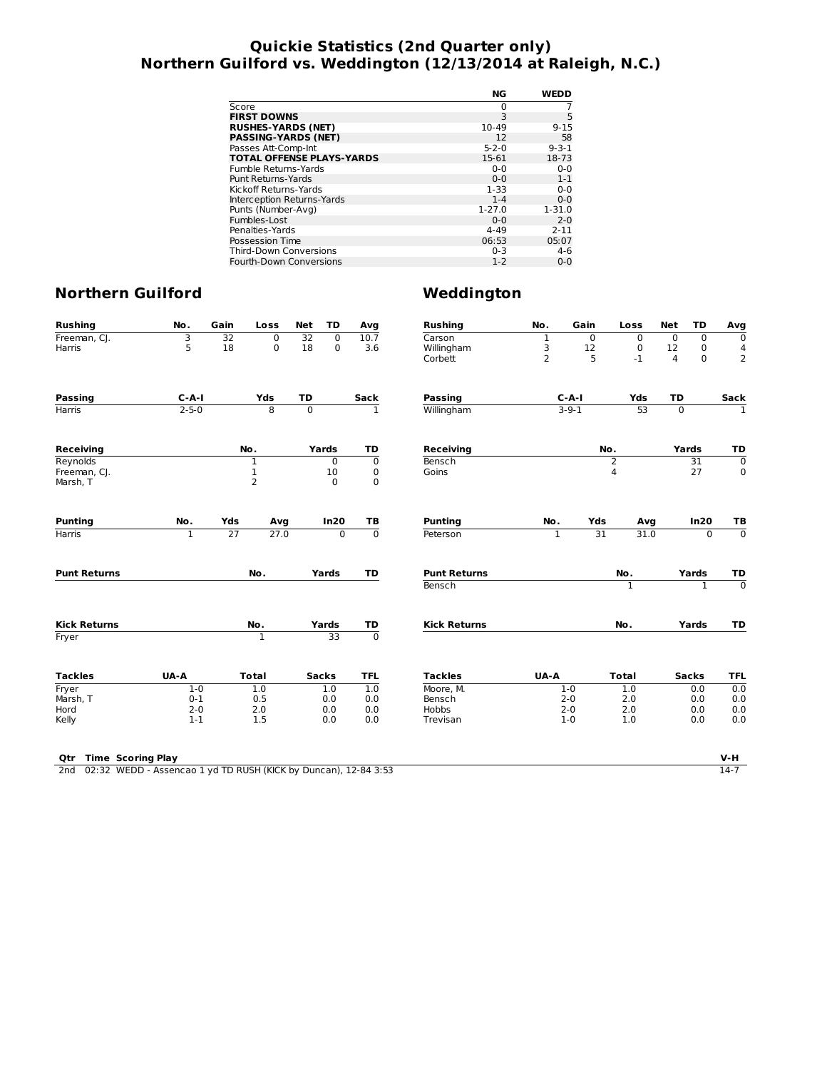# Quickie Statistics (2nd Quarter only)
# Northern Guilford vs. Weddington (12/13/2014 at Raleigh, N.C.)

| | NG | WEDD |
|---|---|---|
| Score | 0 | 7 |
| **FIRST DOWNS** | 3 | 5 |
| **RUSHES-YARDS (NET)** | 10-49 | 9-15 |
| **PASSING-YARDS (NET)** | 12 | 58 |
| Passes Att-Comp-Int | 5-2-0 | 9-3-1 |
| **TOTAL OFFENSE PLAYS-YARDS** | 15-61 | 18-73 |
| Fumble Returns-Yards | 0-0 | 0-0 |
| Punt Returns-Yards | 0-0 | 1-1 |
| Kickoff Returns-Yards | 1-33 | 0-0 |
| Interception Returns-Yards | 1-4 | 0-0 |
| Punts (Number-Avg) | 1-27.0 | 1-31.0 |
| Fumbles-Lost | 0-0 | 2-0 |
| Penalties-Yards | 4-49 | 2-11 |
| Possession Time | 06:53 | 05:07 |
| Third-Down Conversions | 0-3 | 4-6 |
| Fourth-Down Conversions | 1-2 | 0-0 |

## Northern Guilford

| Rushing | No. | Gain | Loss | Net | TD | Avg |
|---|---|---|---|---|---|---|
| Freeman, CJ. | 3 | 32 | 0 | 32 | 0 | 10.7 |
| Harris | 5 | 18 | 0 | 18 | 0 | 3.6 |

| Passing | C-A-I | Yds | TD | Sack |
|---|---|---|---|---|
| Harris | 2-5-0 | 8 | 0 | 1 |

| Receiving | No. | Yards | TD |
|---|---|---|---|
| Reynolds | 1 | 0 | 0 |
| Freeman, CJ. | 1 | 10 | 0 |
| Marsh, T | 2 | 0 | 0 |

| Punting | No. | Yds | Avg | In20 | TB |
|---|---|---|---|---|---|
| Harris | 1 | 27 | 27.0 | 0 | 0 |

| Punt Returns | No. | Yards | TD |
|---|---|---|---|

| Kick Returns | No. | Yards | TD |
|---|---|---|---|
| Fryer | 1 | 33 | 0 |

| Tackles | UA-A | Total | Sacks | TFL |
|---|---|---|---|---|
| Fryer | 1-0 | 1.0 | 1.0 | 1.0 |
| Marsh, T | 0-1 | 0.5 | 0.0 | 0.0 |
| Hord | 2-0 | 2.0 | 0.0 | 0.0 |
| Kelly | 1-1 | 1.5 | 0.0 | 0.0 |

## Weddington

| Rushing | No. | Gain | Loss | Net | TD | Avg |
|---|---|---|---|---|---|---|
| Carson | 1 | 0 | 0 | 0 | 0 | 0 |
| Willingham | 3 | 12 | 0 | 12 | 0 | 4 |
| Corbett | 2 | 5 | -1 | 4 | 0 | 2 |

| Passing | C-A-I | Yds | TD | Sack |
|---|---|---|---|---|
| Willingham | 3-9-1 | 53 | 0 | 1 |

| Receiving | No. | Yards | TD |
|---|---|---|---|
| Bensch | 2 | 31 | 0 |
| Goins | 4 | 27 | 0 |

| Punting | No. | Yds | Avg | In20 | TB |
|---|---|---|---|---|---|
| Peterson | 1 | 31 | 31.0 | 0 | 0 |

| Punt Returns | No. | Yards | TD |
|---|---|---|---|
| Bensch | 1 | 1 | 0 |

| Kick Returns | No. | Yards | TD |
|---|---|---|---|

| Tackles | UA-A | Total | Sacks | TFL |
|---|---|---|---|---|
| Moore, M. | 1-0 | 1.0 | 0.0 | 0.0 |
| Bensch | 2-0 | 2.0 | 0.0 | 0.0 |
| Hobbs | 2-0 | 2.0 | 0.0 | 0.0 |
| Trevisan | 1-0 | 1.0 | 0.0 | 0.0 |

| Qtr | Time | Scoring Play | V-H |
|---|---|---|---|
| 2nd | 02:32 | WEDD - Assencao 1 yd TD RUSH (KICK by Duncan), 12-84 3:53 | 14-7 |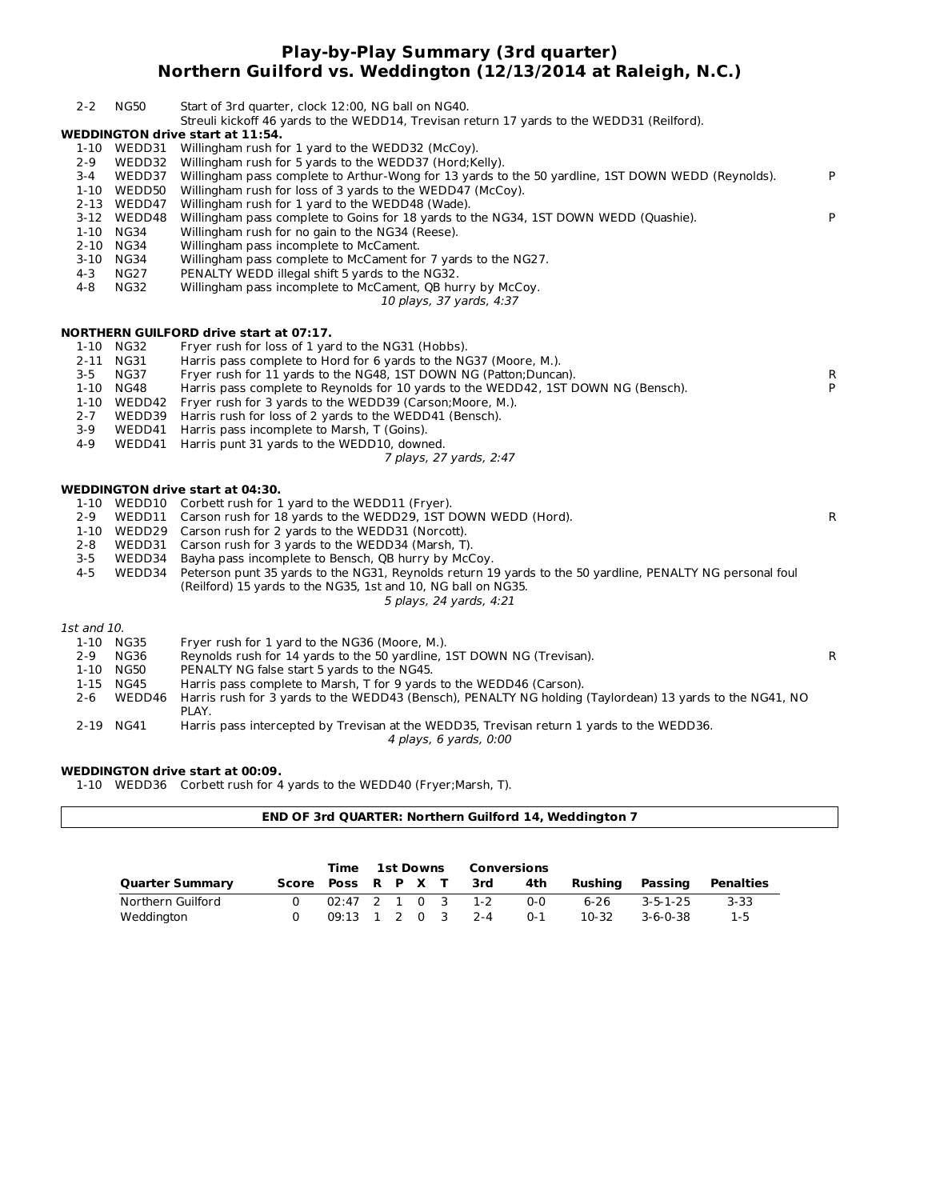# Play-by-Play Summary (3rd quarter)
## Northern Guilford vs. Weddington (12/13/2014 at Raleigh, N.C.)

| | | | |
|---|---|---|---|
| 2-2 | NG50 | Start of 3rd quarter, clock 12:00, NG ball on NG40. | |
| | | Streuli kickoff 46 yards to the WEDD14, Trevisan return 17 yards to the WEDD31 (Reilford). | |

**WEDDINGTON drive start at 11:54.**

| | | | |
|---|---|---|---|
| 1-10 | WEDD31 | Willingham rush for 1 yard to the WEDD32 (McCoy). | |
| 2-9 | WEDD32 | Willingham rush for 5 yards to the WEDD37 (Hord;Kelly). | |
| 3-4 | WEDD37 | Willingham pass complete to Arthur-Wong for 13 yards to the 50 yardline, 1ST DOWN WEDD (Reynolds). | P |
| 1-10 | WEDD50 | Willingham rush for loss of 3 yards to the WEDD47 (McCoy). | |
| 2-13 | WEDD47 | Willingham rush for 1 yard to the WEDD48 (Wade). | |
| 3-12 | WEDD48 | Willingham pass complete to Goins for 18 yards to the NG34, 1ST DOWN WEDD (Quashie). | P |
| 1-10 | NG34 | Willingham rush for no gain to the NG34 (Reese). | |
| 2-10 | NG34 | Willingham pass incomplete to McCament. | |
| 3-10 | NG34 | Willingham pass complete to McCament for 7 yards to the NG27. | |
| 4-3 | NG27 | PENALTY WEDD illegal shift 5 yards to the NG32. | |
| 4-8 | NG32 | Willingham pass incomplete to McCament, QB hurry by McCoy. | |

*10 plays, 37 yards, 4:37*

**NORTHERN GUILFORD drive start at 07:17.**

| | | | |
|---|---|---|---|
| 1-10 | NG32 | Fryer rush for loss of 1 yard to the NG31 (Hobbs). | |
| 2-11 | NG31 | Harris pass complete to Hord for 6 yards to the NG37 (Moore, M.). | |
| 3-5 | NG37 | Fryer rush for 11 yards to the NG48, 1ST DOWN NG (Patton;Duncan). | R |
| 1-10 | NG48 | Harris pass complete to Reynolds for 10 yards to the WEDD42, 1ST DOWN NG (Bensch). | P |
| 1-10 | WEDD42 | Fryer rush for 3 yards to the WEDD39 (Carson;Moore, M.). | |
| 2-7 | WEDD39 | Harris rush for loss of 2 yards to the WEDD41 (Bensch). | |
| 3-9 | WEDD41 | Harris pass incomplete to Marsh, T (Goins). | |
| 4-9 | WEDD41 | Harris punt 31 yards to the WEDD10, downed. | |

*7 plays, 27 yards, 2:47*

**WEDDINGTON drive start at 04:30.**

| | | | |
|---|---|---|---|
| 1-10 | WEDD10 | Corbett rush for 1 yard to the WEDD11 (Fryer). | |
| 2-9 | WEDD11 | Carson rush for 18 yards to the WEDD29, 1ST DOWN WEDD (Hord). | R |
| 1-10 | WEDD29 | Carson rush for 2 yards to the WEDD31 (Norcott). | |
| 2-8 | WEDD31 | Carson rush for 3 yards to the WEDD34 (Marsh, T). | |
| 3-5 | WEDD34 | Bayha pass incomplete to Bensch, QB hurry by McCoy. | |
| 4-5 | WEDD34 | Peterson punt 35 yards to the NG31, Reynolds return 19 yards to the 50 yardline, PENALTY NG personal foul (Reilford) 15 yards to the NG35, 1st and 10, NG ball on NG35. | |

*5 plays, 24 yards, 4:21*

*1st and 10.*

| | | | |
|---|---|---|---|
| 1-10 | NG35 | Fryer rush for 1 yard to the NG36 (Moore, M.). | |
| 2-9 | NG36 | Reynolds rush for 14 yards to the 50 yardline, 1ST DOWN NG (Trevisan). | R |
| 1-10 | NG50 | PENALTY NG false start 5 yards to the NG45. | |
| 1-15 | NG45 | Harris pass complete to Marsh, T for 9 yards to the WEDD46 (Carson). | |
| 2-6 | WEDD46 | Harris rush for 3 yards to the WEDD43 (Bensch), PENALTY NG holding (Taylordean) 13 yards to the NG41, NO PLAY. | |
| 2-19 | NG41 | Harris pass intercepted by Trevisan at the WEDD35, Trevisan return 1 yards to the WEDD36. | |

*4 plays, 6 yards, 0:00*

**WEDDINGTON drive start at 00:09.**

| | | | |
|---|---|---|---|
| 1-10 | WEDD36 | Corbett rush for 4 yards to the WEDD40 (Fryer;Marsh, T). | |

**END OF 3rd QUARTER: Northern Guilford 14, Weddington 7**

| | | Time | 1st Downs | | | | Conversions | | | | |
|---|---|---|---|---|---|---|---|---|---|---|---|
| **Quarter Summary** | **Score** | **Poss** | **R** | **P** | **X** | **T** | **3rd** | **4th** | **Rushing** | **Passing** | **Penalties** |
| Northern Guilford | 0 | 02:47 | 2 | 1 | 0 | 3 | 1-2 | 0-0 | 6-26 | 3-5-1-25 | 3-33 |
| Weddington | 0 | 09:13 | 1 | 2 | 0 | 3 | 2-4 | 0-1 | 10-32 | 3-6-0-38 | 1-5 |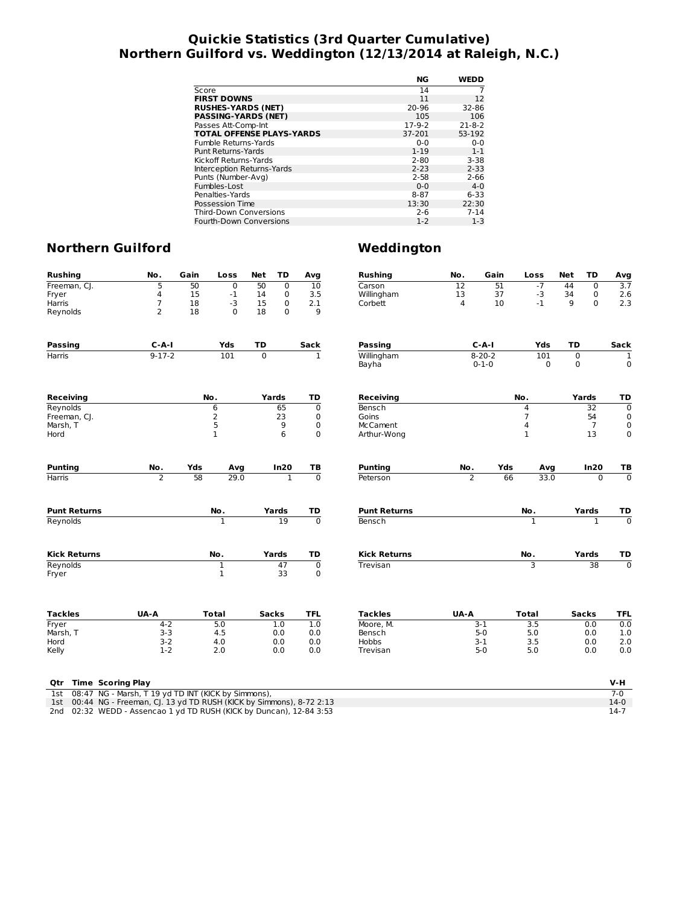# Quickie Statistics (3rd Quarter Cumulative)
# Northern Guilford vs. Weddington (12/13/2014 at Raleigh, N.C.)

| | NG | WEDD |
|---|---|---|
| Score | 14 | 7 |
| **FIRST DOWNS** | 11 | 12 |
| **RUSHES-YARDS (NET)** | 20-96 | 32-86 |
| **PASSING-YARDS (NET)** | 105 | 106 |
| Passes Att-Comp-Int | 17-9-2 | 21-8-2 |
| **TOTAL OFFENSE PLAYS-YARDS** | 37-201 | 53-192 |
| Fumble Returns-Yards | 0-0 | 0-0 |
| Punt Returns-Yards | 1-19 | 1-1 |
| Kickoff Returns-Yards | 2-80 | 3-38 |
| Interception Returns-Yards | 2-23 | 2-33 |
| Punts (Number-Avg) | 2-58 | 2-66 |
| Fumbles-Lost | 0-0 | 4-0 |
| Penalties-Yards | 8-87 | 6-33 |
| Possession Time | 13:30 | 22:30 |
| Third-Down Conversions | 2-6 | 7-14 |
| Fourth-Down Conversions | 1-2 | 1-3 |

## Northern Guilford

| Rushing | No. | Gain | Loss | Net | TD | Avg |
|---|---|---|---|---|---|---|
| Freeman, CJ. | 5 | 50 | 0 | 50 | 0 | 10 |
| Fryer | 4 | 15 | -1 | 14 | 0 | 3.5 |
| Harris | 7 | 18 | -3 | 15 | 0 | 2.1 |
| Reynolds | 2 | 18 | 0 | 18 | 0 | 9 |

| Passing | C-A-I | Yds | TD | Sack |
|---|---|---|---|---|
| Harris | 9-17-2 | 101 | 0 | 1 |

| Receiving | No. | Yards | TD |
|---|---|---|---|
| Reynolds | 6 | 65 | 0 |
| Freeman, CJ. | 2 | 23 | 0 |
| Marsh, T | 5 | 9 | 0 |
| Hord | 1 | 6 | 0 |

| Punting | No. | Yds | Avg | In20 | TB |
|---|---|---|---|---|---|
| Harris | 2 | 58 | 29.0 | 1 | 0 |

| Punt Returns | No. | Yards | TD |
|---|---|---|---|
| Reynolds | 1 | 19 | 0 |

| Kick Returns | No. | Yards | TD |
|---|---|---|---|
| Reynolds | 1 | 47 | 0 |
| Fryer | 1 | 33 | 0 |

| Tackles | UA-A | Total | Sacks | TFL |
|---|---|---|---|---|
| Fryer | 4-2 | 5.0 | 1.0 | 1.0 |
| Marsh, T | 3-3 | 4.5 | 0.0 | 0.0 |
| Hord | 3-2 | 4.0 | 0.0 | 0.0 |
| Kelly | 1-2 | 2.0 | 0.0 | 0.0 |

## Weddington

| Rushing | No. | Gain | Loss | Net | TD | Avg |
|---|---|---|---|---|---|---|
| Carson | 12 | 51 | -7 | 44 | 0 | 3.7 |
| Willingham | 13 | 37 | -3 | 34 | 0 | 2.6 |
| Corbett | 4 | 10 | -1 | 9 | 0 | 2.3 |

| Passing | C-A-I | Yds | TD | Sack |
|---|---|---|---|---|
| Willingham | 8-20-2 | 101 | 0 | 1 |
| Bayha | 0-1-0 | 0 | 0 | 0 |

| Receiving | No. | Yards | TD |
|---|---|---|---|
| Bensch | 4 | 32 | 0 |
| Goins | 7 | 54 | 0 |
| McCament | 4 | 7 | 0 |
| Arthur-Wong | 1 | 13 | 0 |

| Punting | No. | Yds | Avg | In20 | TB |
|---|---|---|---|---|---|
| Peterson | 2 | 66 | 33.0 | 0 | 0 |

| Punt Returns | No. | Yards | TD |
|---|---|---|---|
| Bensch | 1 | 1 | 0 |

| Kick Returns | No. | Yards | TD |
|---|---|---|---|
| Trevisan | 3 | 38 | 0 |

| Tackles | UA-A | Total | Sacks | TFL |
|---|---|---|---|---|
| Moore, M. | 3-1 | 3.5 | 0.0 | 0.0 |
| Bensch | 5-0 | 5.0 | 0.0 | 1.0 |
| Hobbs | 3-1 | 3.5 | 0.0 | 2.0 |
| Trevisan | 5-0 | 5.0 | 0.0 | 0.0 |

| Qtr | Time | Scoring Play | V-H |
|---|---|---|---|
| 1st | 08:47 | NG - Marsh, T 19 yd TD INT (KICK by Simmons), | 7-0 |
| 1st | 00:44 | NG - Freeman, CJ. 13 yd TD RUSH (KICK by Simmons), 8-72 2:13 | 14-0 |
| 2nd | 02:32 | WEDD - Assencao 1 yd TD RUSH (KICK by Duncan), 12-84 3:53 | 14-7 |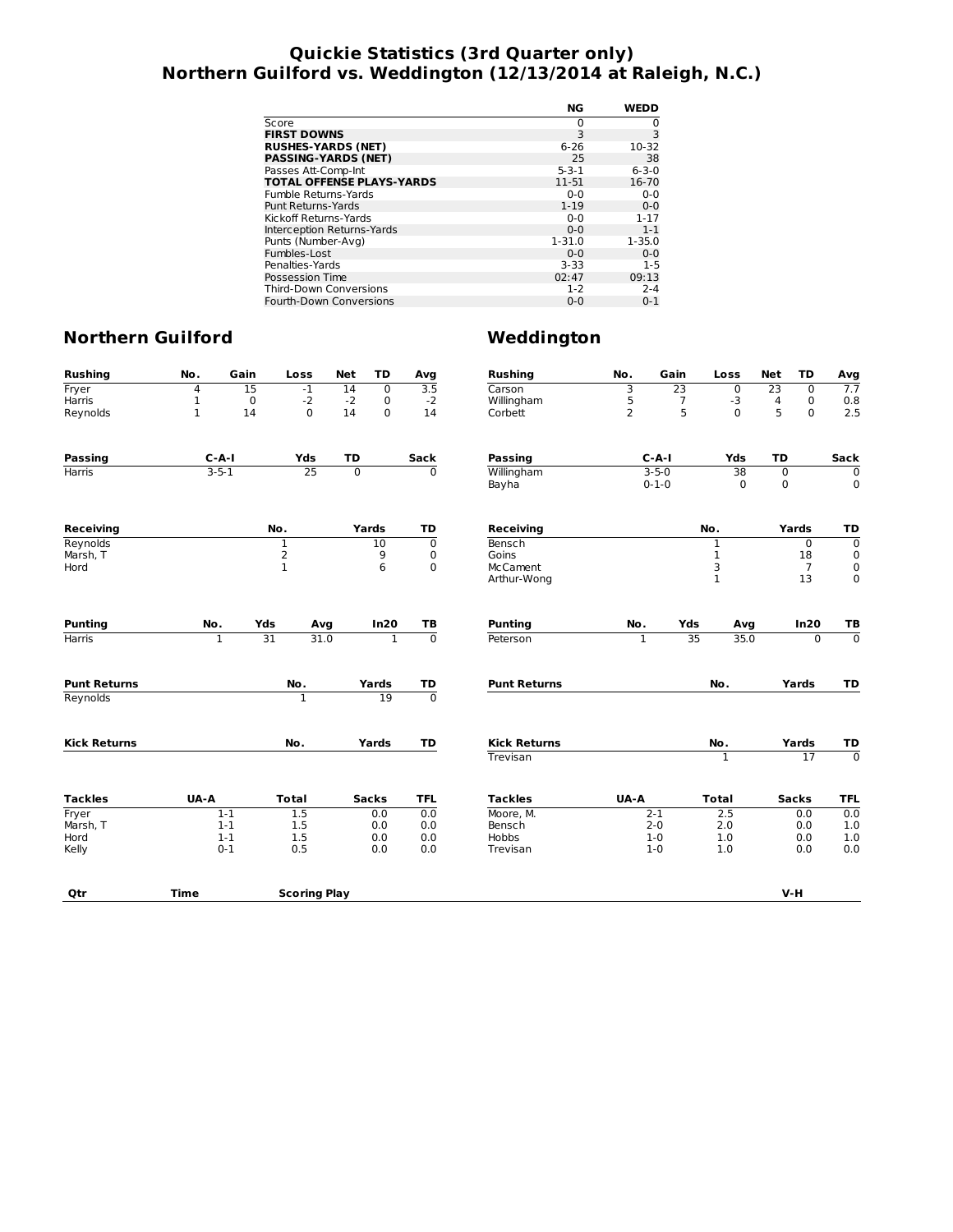# Quickie Statistics (3rd Quarter only)
# Northern Guilford vs. Weddington (12/13/2014 at Raleigh, N.C.)

| | NG | WEDD |
|---|---|---|
| Score | 0 | 0 |
| **FIRST DOWNS** | 3 | 3 |
| **RUSHES-YARDS (NET)** | 6-26 | 10-32 |
| **PASSING-YARDS (NET)** | 25 | 38 |
| Passes Att-Comp-Int | 5-3-1 | 6-3-0 |
| **TOTAL OFFENSE PLAYS-YARDS** | 11-51 | 16-70 |
| Fumble Returns-Yards | 0-0 | 0-0 |
| Punt Returns-Yards | 1-19 | 0-0 |
| Kickoff Returns-Yards | 0-0 | 1-17 |
| Interception Returns-Yards | 0-0 | 1-1 |
| Punts (Number-Avg) | 1-31.0 | 1-35.0 |
| Fumbles-Lost | 0-0 | 0-0 |
| Penalties-Yards | 3-33 | 1-5 |
| Possession Time | 02:47 | 09:13 |
| Third-Down Conversions | 1-2 | 2-4 |
| Fourth-Down Conversions | 0-0 | 0-1 |

## Northern Guilford

| Rushing | No. | Gain | Loss | Net | TD | Avg |
|---|---|---|---|---|---|---|
| Fryer | 4 | 15 | -1 | 14 | 0 | 3.5 |
| Harris | 1 | 0 | -2 | -2 | 0 | -2 |
| Reynolds | 1 | 14 | 0 | 14 | 0 | 14 |

| Passing | C-A-I | Yds | TD | Sack |
|---|---|---|---|---|
| Harris | 3-5-1 | 25 | 0 | 0 |

| Receiving | No. | Yards | TD |
|---|---|---|---|
| Reynolds | 1 | 10 | 0 |
| Marsh, T | 2 | 9 | 0 |
| Hord | 1 | 6 | 0 |

| Punting | No. | Yds | Avg | In20 | TB |
|---|---|---|---|---|---|
| Harris | 1 | 31 | 31.0 | 1 | 0 |

| Punt Returns | No. | Yards | TD |
|---|---|---|---|
| Reynolds | 1 | 19 | 0 |

| Kick Returns | No. | Yards | TD |
|---|---|---|---|

| Tackles | UA-A | Total | Sacks | TFL |
|---|---|---|---|---|
| Fryer | 1-1 | 1.5 | 0.0 | 0.0 |
| Marsh, T | 1-1 | 1.5 | 0.0 | 0.0 |
| Hord | 1-1 | 1.5 | 0.0 | 0.0 |
| Kelly | 0-1 | 0.5 | 0.0 | 0.0 |

## Weddington

| Rushing | No. | Gain | Loss | Net | TD | Avg |
|---|---|---|---|---|---|---|
| Carson | 3 | 23 | 0 | 23 | 0 | 7.7 |
| Willingham | 5 | 7 | -3 | 4 | 0 | 0.8 |
| Corbett | 2 | 5 | 0 | 5 | 0 | 2.5 |

| Passing | C-A-I | Yds | TD | Sack |
|---|---|---|---|---|
| Willingham | 3-5-0 | 38 | 0 | 0 |
| Bayha | 0-1-0 | 0 | 0 | 0 |

| Receiving | No. | Yards | TD |
|---|---|---|---|
| Bensch | 1 | 0 | 0 |
| Goins | 1 | 18 | 0 |
| McCament | 3 | 7 | 0 |
| Arthur-Wong | 1 | 13 | 0 |

| Punting | No. | Yds | Avg | In20 | TB |
|---|---|---|---|---|---|
| Peterson | 1 | 35 | 35.0 | 0 | 0 |

| Punt Returns | No. | Yards | TD |
|---|---|---|---|

| Kick Returns | No. | Yards | TD |
|---|---|---|---|
| Trevisan | 1 | 17 | 0 |

| Tackles | UA-A | Total | Sacks | TFL |
|---|---|---|---|---|
| Moore, M. | 2-1 | 2.5 | 0.0 | 0.0 |
| Bensch | 2-0 | 2.0 | 0.0 | 1.0 |
| Hobbs | 1-0 | 1.0 | 0.0 | 1.0 |
| Trevisan | 1-0 | 1.0 | 0.0 | 0.0 |

| Qtr | Time | Scoring Play | V-H |
|---|---|---|---|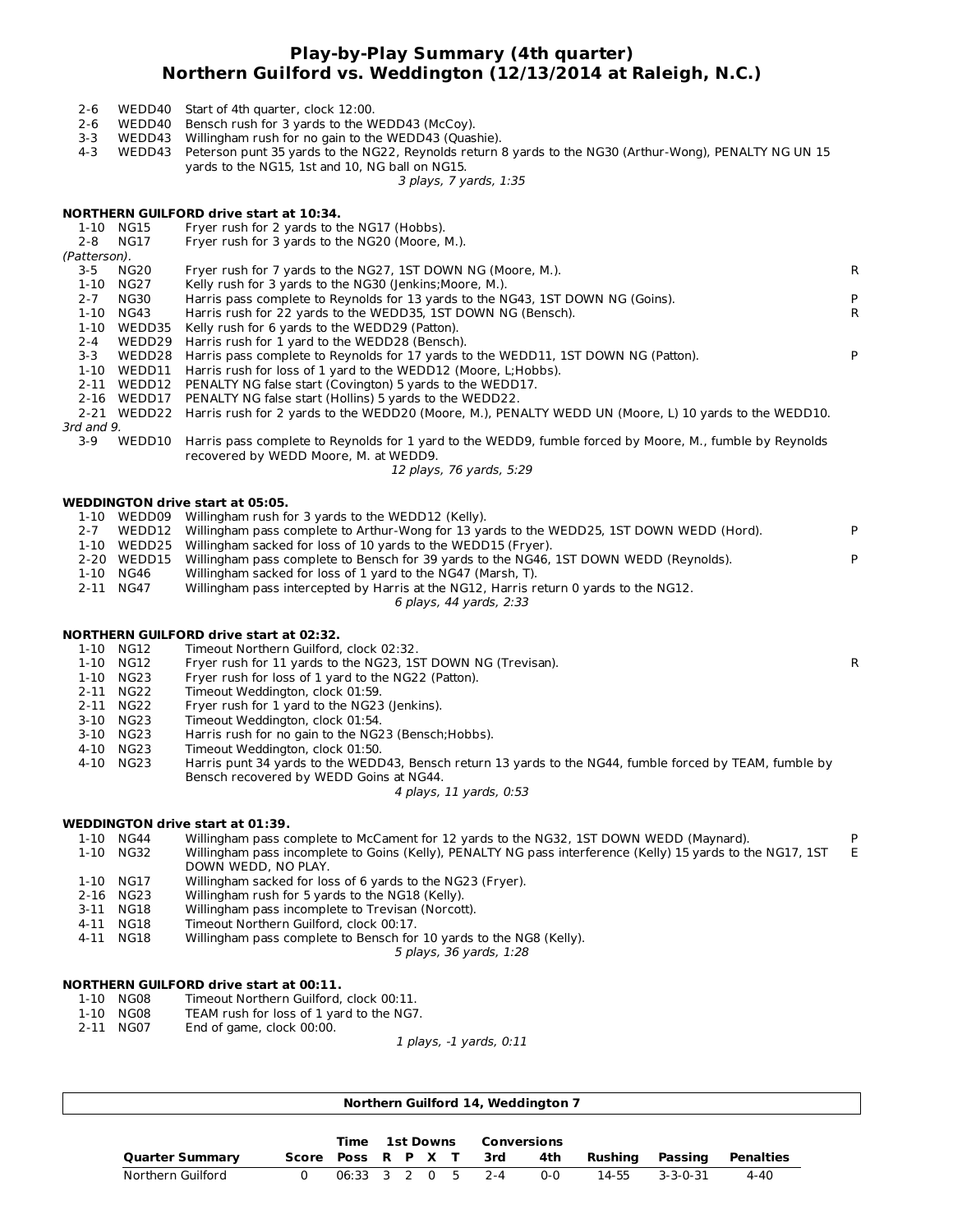# Play-by-Play Summary (4th quarter)
## Northern Guilford vs. Weddington (12/13/2014 at Raleigh, N.C.)

| | | | |
|---|---|---|---|
| 2-6 | WEDD40 | Start of 4th quarter, clock 12:00. | |
| 2-6 | WEDD40 | Bensch rush for 3 yards to the WEDD43 (McCoy). | |
| 3-3 | WEDD43 | Willingham rush for no gain to the WEDD43 (Quashie). | |
| 4-3 | WEDD43 | Peterson punt 35 yards to the NG22, Reynolds return 8 yards to the NG30 (Arthur-Wong), PENALTY NG UN 15 yards to the NG15, 1st and 10, NG ball on NG15. | |

*3 plays, 7 yards, 1:35*

**NORTHERN GUILFORD drive start at 10:34.**

| | | | |
|---|---|---|---|
| 1-10 | NG15 | Fryer rush for 2 yards to the NG17 (Hobbs). | |
| 2-8 | NG17 | Fryer rush for 3 yards to the NG20 (Moore, M.). (Patterson). | |
| 3-5 | NG20 | Fryer rush for 7 yards to the NG27, 1ST DOWN NG (Moore, M.). | R |
| 1-10 | NG27 | Kelly rush for 3 yards to the NG30 (Jenkins;Moore, M.). | |
| 2-7 | NG30 | Harris pass complete to Reynolds for 13 yards to the NG43, 1ST DOWN NG (Goins). | P |
| 1-10 | NG43 | Harris rush for 22 yards to the WEDD35, 1ST DOWN NG (Bensch). | R |
| 1-10 | WEDD35 | Kelly rush for 6 yards to the WEDD29 (Patton). | |
| 2-4 | WEDD29 | Harris rush for 1 yard to the WEDD28 (Bensch). | |
| 3-3 | WEDD28 | Harris pass complete to Reynolds for 17 yards to the WEDD11, 1ST DOWN NG (Patton). | P |
| 1-10 | WEDD11 | Harris rush for loss of 1 yard to the WEDD12 (Moore, L;Hobbs). | |
| 2-11 | WEDD12 | PENALTY NG false start (Covington) 5 yards to the WEDD17. | |
| 2-16 | WEDD17 | PENALTY NG false start (Hollins) 5 yards to the WEDD22. | |
| 2-21 | WEDD22 | Harris rush for 2 yards to the WEDD20 (Moore, M.), PENALTY WEDD UN (Moore, L) 10 yards to the WEDD10. 3rd and 9. | |
| 3-9 | WEDD10 | Harris pass complete to Reynolds for 1 yard to the WEDD9, fumble forced by Moore, M., fumble by Reynolds recovered by WEDD Moore, M. at WEDD9. | |

*12 plays, 76 yards, 5:29*

**WEDDINGTON drive start at 05:05.**

| | | | |
|---|---|---|---|
| 1-10 | WEDD09 | Willingham rush for 3 yards to the WEDD12 (Kelly). | |
| 2-7 | WEDD12 | Willingham pass complete to Arthur-Wong for 13 yards to the WEDD25, 1ST DOWN WEDD (Hord). | P |
| 1-10 | WEDD25 | Willingham sacked for loss of 10 yards to the WEDD15 (Fryer). | |
| 2-20 | WEDD15 | Willingham pass complete to Bensch for 39 yards to the NG46, 1ST DOWN WEDD (Reynolds). | P |
| 1-10 | NG46 | Willingham sacked for loss of 1 yard to the NG47 (Marsh, T). | |
| 2-11 | NG47 | Willingham pass intercepted by Harris at the NG12, Harris return 0 yards to the NG12. | |

*6 plays, 44 yards, 2:33*

**NORTHERN GUILFORD drive start at 02:32.**

| | | | |
|---|---|---|---|
| 1-10 | NG12 | Timeout Northern Guilford, clock 02:32. | |
| 1-10 | NG12 | Fryer rush for 11 yards to the NG23, 1ST DOWN NG (Trevisan). | R |
| 1-10 | NG23 | Fryer rush for loss of 1 yard to the NG22 (Patton). | |
| 2-11 | NG22 | Timeout Weddington, clock 01:59. | |
| 2-11 | NG22 | Fryer rush for 1 yard to the NG23 (Jenkins). | |
| 3-10 | NG23 | Timeout Weddington, clock 01:54. | |
| 3-10 | NG23 | Harris rush for no gain to the NG23 (Bensch;Hobbs). | |
| 4-10 | NG23 | Timeout Weddington, clock 01:50. | |
| 4-10 | NG23 | Harris punt 34 yards to the WEDD43, Bensch return 13 yards to the NG44, fumble forced by TEAM, fumble by Bensch recovered by WEDD Goins at NG44. | |

*4 plays, 11 yards, 0:53*

**WEDDINGTON drive start at 01:39.**

| | | | |
|---|---|---|---|
| 1-10 | NG44 | Willingham pass complete to McCament for 12 yards to the NG32, 1ST DOWN WEDD (Maynard). | P |
| 1-10 | NG32 | Willingham pass incomplete to Goins (Kelly), PENALTY NG pass interference (Kelly) 15 yards to the NG17, 1ST DOWN WEDD, NO PLAY. | E |
| 1-10 | NG17 | Willingham sacked for loss of 6 yards to the NG23 (Fryer). | |
| 2-16 | NG23 | Willingham rush for 5 yards to the NG18 (Kelly). | |
| 3-11 | NG18 | Willingham pass incomplete to Trevisan (Norcott). | |
| 4-11 | NG18 | Timeout Northern Guilford, clock 00:17. | |
| 4-11 | NG18 | Willingham pass complete to Bensch for 10 yards to the NG8 (Kelly). | |

*5 plays, 36 yards, 1:28*

**NORTHERN GUILFORD drive start at 00:11.**

| | | | |
|---|---|---|---|
| 1-10 | NG08 | Timeout Northern Guilford, clock 00:11. | |
| 1-10 | NG08 | TEAM rush for loss of 1 yard to the NG7. | |
| 2-11 | NG07 | End of game, clock 00:00. | |

*1 plays, -1 yards, 0:11*

**Northern Guilford 14, Weddington 7**

| | | Time | 1st Downs | | | | Conversions | | | | |
|---|---|---|---|---|---|---|---|---|---|---|---|
| Quarter Summary | Score | Poss | R | P | X | T | 3rd | 4th | Rushing | Passing | Penalties |
| Northern Guilford | 0 | 06:33 | 3 | 2 | 0 | 5 | 2-4 | 0-0 | 14-55 | 3-3-0-31 | 4-40 |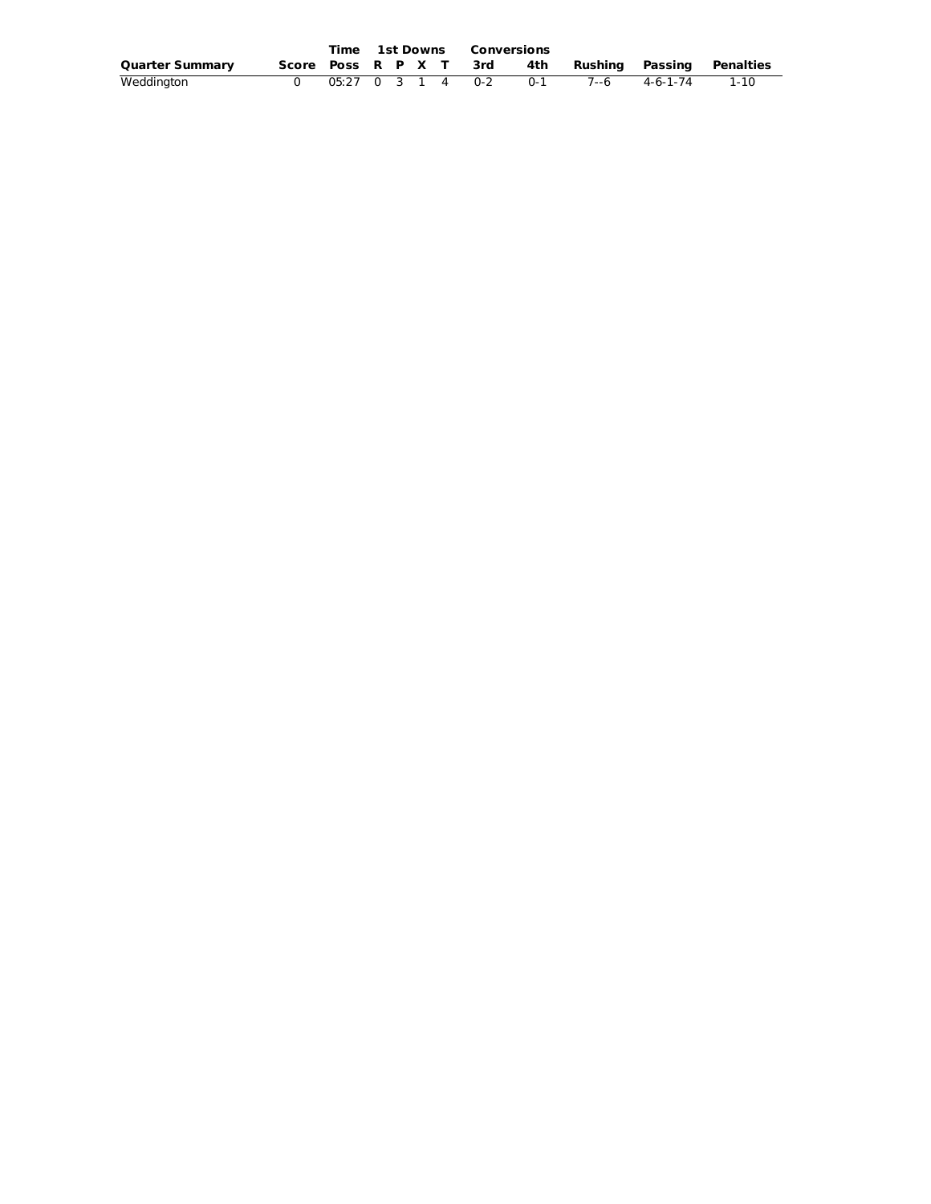| Quarter Summary | Score | Time Poss | 1st Downs R | P | X | T | Conversions 3rd | 4th | Rushing | Passing | Penalties |
|---|---|---|---|---|---|---|---|---|---|---|---|
| Weddington | 0 | 05:27 | 0 | 3 | 1 | 4 | 0-2 | 0-1 | 7--6 | 4-6-1-74 | 1-10 |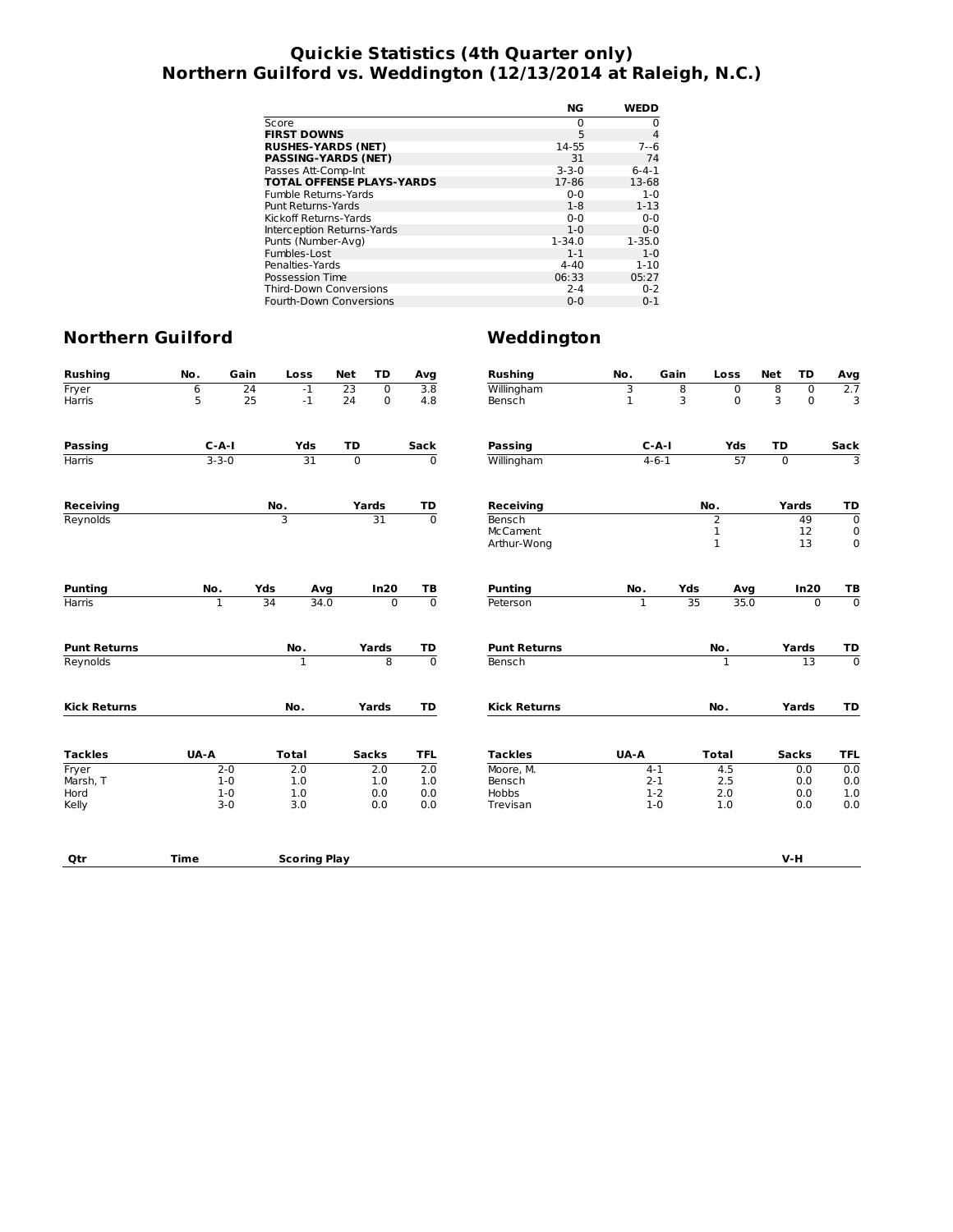# Quickie Statistics (4th Quarter only)
# Northern Guilford vs. Weddington (12/13/2014 at Raleigh, N.C.)

| | NG | WEDD |
|---|---|---|
| Score | 0 | 0 |
| **FIRST DOWNS** | 5 | 4 |
| **RUSHES-YARDS (NET)** | 14-55 | 7--6 |
| **PASSING-YARDS (NET)** | 31 | 74 |
| Passes Att-Comp-Int | 3-3-0 | 6-4-1 |
| **TOTAL OFFENSE PLAYS-YARDS** | 17-86 | 13-68 |
| Fumble Returns-Yards | 0-0 | 1-0 |
| Punt Returns-Yards | 1-8 | 1-13 |
| Kickoff Returns-Yards | 0-0 | 0-0 |
| Interception Returns-Yards | 1-0 | 0-0 |
| Punts (Number-Avg) | 1-34.0 | 1-35.0 |
| Fumbles-Lost | 1-1 | 1-0 |
| Penalties-Yards | 4-40 | 1-10 |
| Possession Time | 06:33 | 05:27 |
| Third-Down Conversions | 2-4 | 0-2 |
| Fourth-Down Conversions | 0-0 | 0-1 |

## Northern Guilford

| Rushing | No. | Gain | Loss | Net | TD | Avg |
|---|---|---|---|---|---|---|
| Fryer | 6 | 24 | -1 | 23 | 0 | 3.8 |
| Harris | 5 | 25 | -1 | 24 | 0 | 4.8 |

| Passing | C-A-I | Yds | TD | Sack |
|---|---|---|---|---|
| Harris | 3-3-0 | 31 | 0 | 0 |

| Receiving | No. | Yards | TD |
|---|---|---|---|
| Reynolds | 3 | 31 | 0 |

| Punting | No. | Yds | Avg | In20 | TB |
|---|---|---|---|---|---|
| Harris | 1 | 34 | 34.0 | 0 | 0 |

| Punt Returns | No. | Yards | TD |
|---|---|---|---|
| Reynolds | 1 | 8 | 0 |

| Kick Returns | No. | Yards | TD |
|---|---|---|---|

| Tackles | UA-A | Total | Sacks | TFL |
|---|---|---|---|---|
| Fryer | 2-0 | 2.0 | 2.0 | 2.0 |
| Marsh, T | 1-0 | 1.0 | 1.0 | 1.0 |
| Hord | 1-0 | 1.0 | 0.0 | 0.0 |
| Kelly | 3-0 | 3.0 | 0.0 | 0.0 |

## Weddington

| Rushing | No. | Gain | Loss | Net | TD | Avg |
|---|---|---|---|---|---|---|
| Willingham | 3 | 8 | 0 | 8 | 0 | 2.7 |
| Bensch | 1 | 3 | 0 | 3 | 0 | 3 |

| Passing | C-A-I | Yds | TD | Sack |
|---|---|---|---|---|
| Willingham | 4-6-1 | 57 | 0 | 3 |

| Receiving | No. | Yards | TD |
|---|---|---|---|
| Bensch | 2 | 49 | 0 |
| McCament | 1 | 12 | 0 |
| Arthur-Wong | 1 | 13 | 0 |

| Punting | No. | Yds | Avg | In20 | TB |
|---|---|---|---|---|---|
| Peterson | 1 | 35 | 35.0 | 0 | 0 |

| Punt Returns | No. | Yards | TD |
|---|---|---|---|
| Bensch | 1 | 13 | 0 |

| Kick Returns | No. | Yards | TD |
|---|---|---|---|

| Tackles | UA-A | Total | Sacks | TFL |
|---|---|---|---|---|
| Moore, M. | 4-1 | 4.5 | 0.0 | 0.0 |
| Bensch | 2-1 | 2.5 | 0.0 | 0.0 |
| Hobbs | 1-2 | 2.0 | 0.0 | 1.0 |
| Trevisan | 1-0 | 1.0 | 0.0 | 0.0 |

| Qtr | Time | Scoring Play | V-H |
|---|---|---|---|